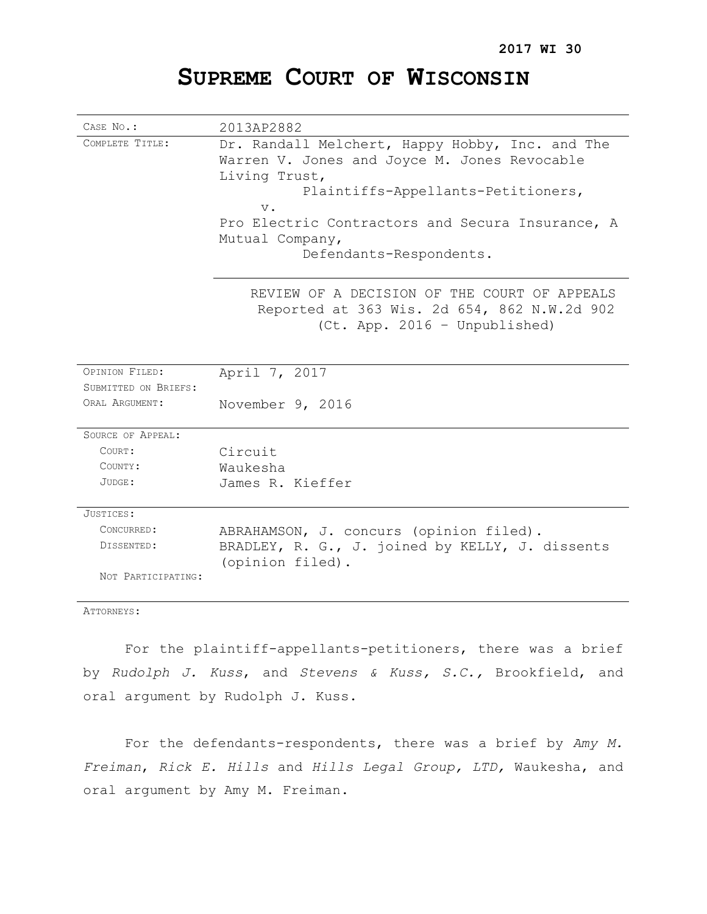**2017 WI 30**

# SUPREME COURT OF WISCONSIN

| | |
|---|---|
| CASE NO.: | 2013AP2882 |
| COMPLETE TITLE: | Dr. Randall Melchert, Happy Hobby, Inc. and The Warren V. Jones and Joyce M. Jones Revocable Living Trust,<br>Plaintiffs-Appellants-Petitioners,<br>v.<br>Pro Electric Contractors and Secura Insurance, A Mutual Company,<br>Defendants-Respondents. |
| | REVIEW OF A DECISION OF THE COURT OF APPEALS<br>Reported at 363 Wis. 2d 654, 862 N.W.2d 902<br>(Ct. App. 2016 – Unpublished) |
| OPINION FILED: | April 7, 2017 |
| SUBMITTED ON BRIEFS: | |
| ORAL ARGUMENT: | November 9, 2016 |
| SOURCE OF APPEAL: | |
| COURT: | Circuit |
| COUNTY: | Waukesha |
| JUDGE: | James R. Kieffer |
| JUSTICES: | |
| CONCURRED: | ABRAHAMSON, J. concurs (opinion filed). |
| DISSENTED: | BRADLEY, R. G., J. joined by KELLY, J. dissents (opinion filed). |
| NOT PARTICIPATING: | |

ATTORNEYS:

For the plaintiff-appellants-petitioners, there was a brief by *Rudolph J. Kuss*, and *Stevens & Kuss, S.C.*, Brookfield, and oral argument by Rudolph J. Kuss.

For the defendants-respondents, there was a brief by *Amy M. Freiman*, *Rick E. Hills* and *Hills Legal Group, LTD,* Waukesha, and oral argument by Amy M. Freiman.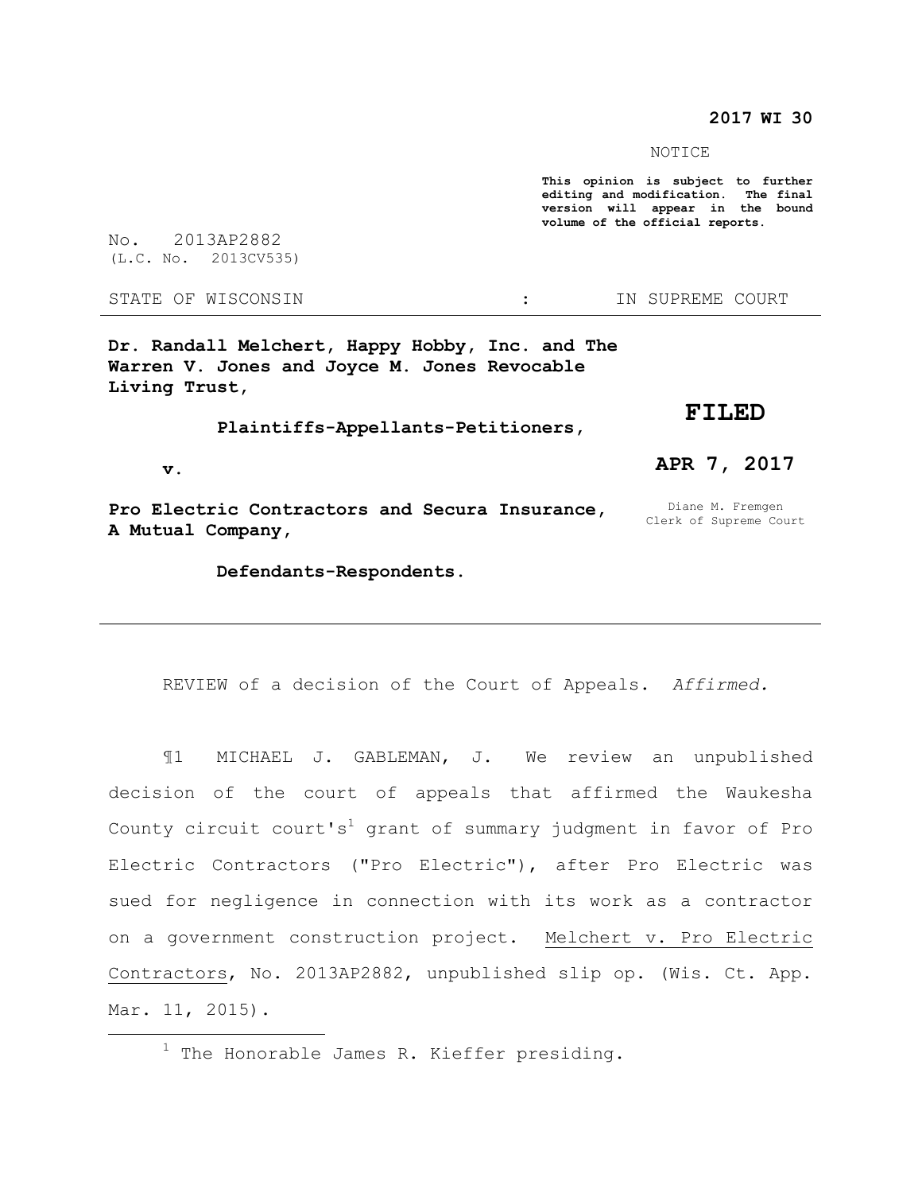**2017 WI 30**

NOTICE

**This opinion is subject to further editing and modification. The final version will appear in the bound volume of the official reports.**

No. 2013AP2882
(L.C. No. 2013CV535)

STATE OF WISCONSIN : IN SUPREME COURT

---

**Dr. Randall Melchert, Happy Hobby, Inc. and The Warren V. Jones and Joyce M. Jones Revocable Living Trust,**

**Plaintiffs-Appellants-Petitioners,**

**v.**

**Pro Electric Contractors and Secura Insurance, A Mutual Company,**

**Defendants-Respondents.**

**FILED**

**APR 7, 2017**

Diane M. Fremgen
Clerk of Supreme Court

---

REVIEW of a decision of the Court of Appeals. *Affirmed.*

¶1 MICHAEL J. GABLEMAN, J. We review an unpublished decision of the court of appeals that affirmed the Waukesha County circuit court's[1] grant of summary judgment in favor of Pro Electric Contractors ("Pro Electric"), after Pro Electric was sued for negligence in connection with its work as a contractor on a government construction project. Melchert v. Pro Electric Contractors, No. 2013AP2882, unpublished slip op. (Wis. Ct. App. Mar. 11, 2015).

---

[1] The Honorable James R. Kieffer presiding.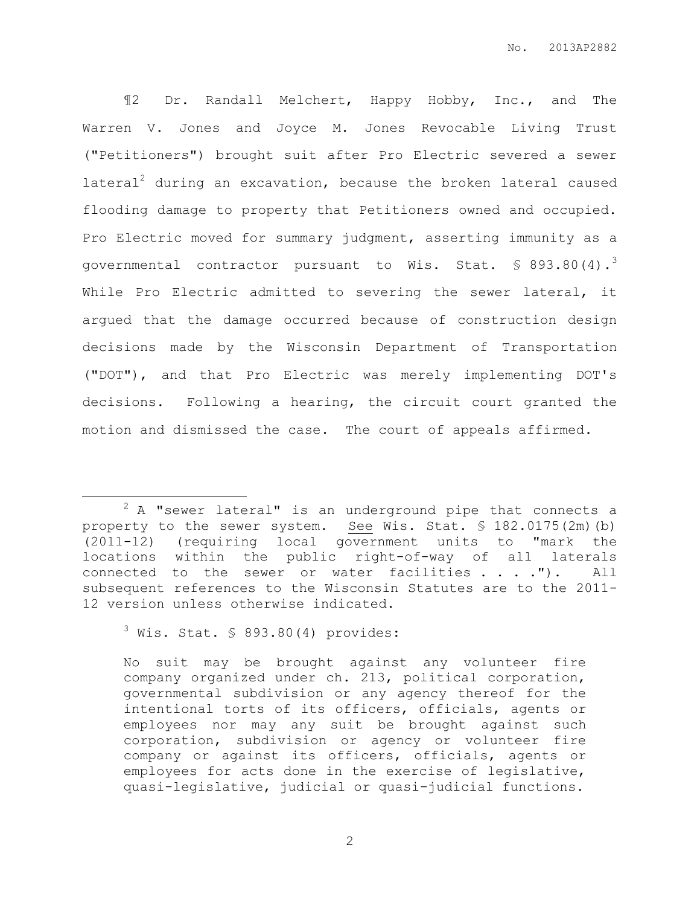¶2 Dr. Randall Melchert, Happy Hobby, Inc., and The Warren V. Jones and Joyce M. Jones Revocable Living Trust ("Petitioners") brought suit after Pro Electric severed a sewer lateral[2] during an excavation, because the broken lateral caused flooding damage to property that Petitioners owned and occupied. Pro Electric moved for summary judgment, asserting immunity as a governmental contractor pursuant to Wis. Stat. § 893.80(4).[3] While Pro Electric admitted to severing the sewer lateral, it argued that the damage occurred because of construction design decisions made by the Wisconsin Department of Transportation ("DOT"), and that Pro Electric was merely implementing DOT's decisions. Following a hearing, the circuit court granted the motion and dismissed the case. The court of appeals affirmed.

---

[2] A "sewer lateral" is an underground pipe that connects a property to the sewer system. See Wis. Stat. § 182.0175(2m)(b) (2011-12) (requiring local government units to "mark the locations within the public right-of-way of all laterals connected to the sewer or water facilities . . . ."). All subsequent references to the Wisconsin Statutes are to the 2011-12 version unless otherwise indicated.

[3] Wis. Stat. § 893.80(4) provides:

> No suit may be brought against any volunteer fire company organized under ch. 213, political corporation, governmental subdivision or any agency thereof for the intentional torts of its officers, officials, agents or employees nor may any suit be brought against such corporation, subdivision or agency or volunteer fire company or against its officers, officials, agents or employees for acts done in the exercise of legislative, quasi-legislative, judicial or quasi-judicial functions.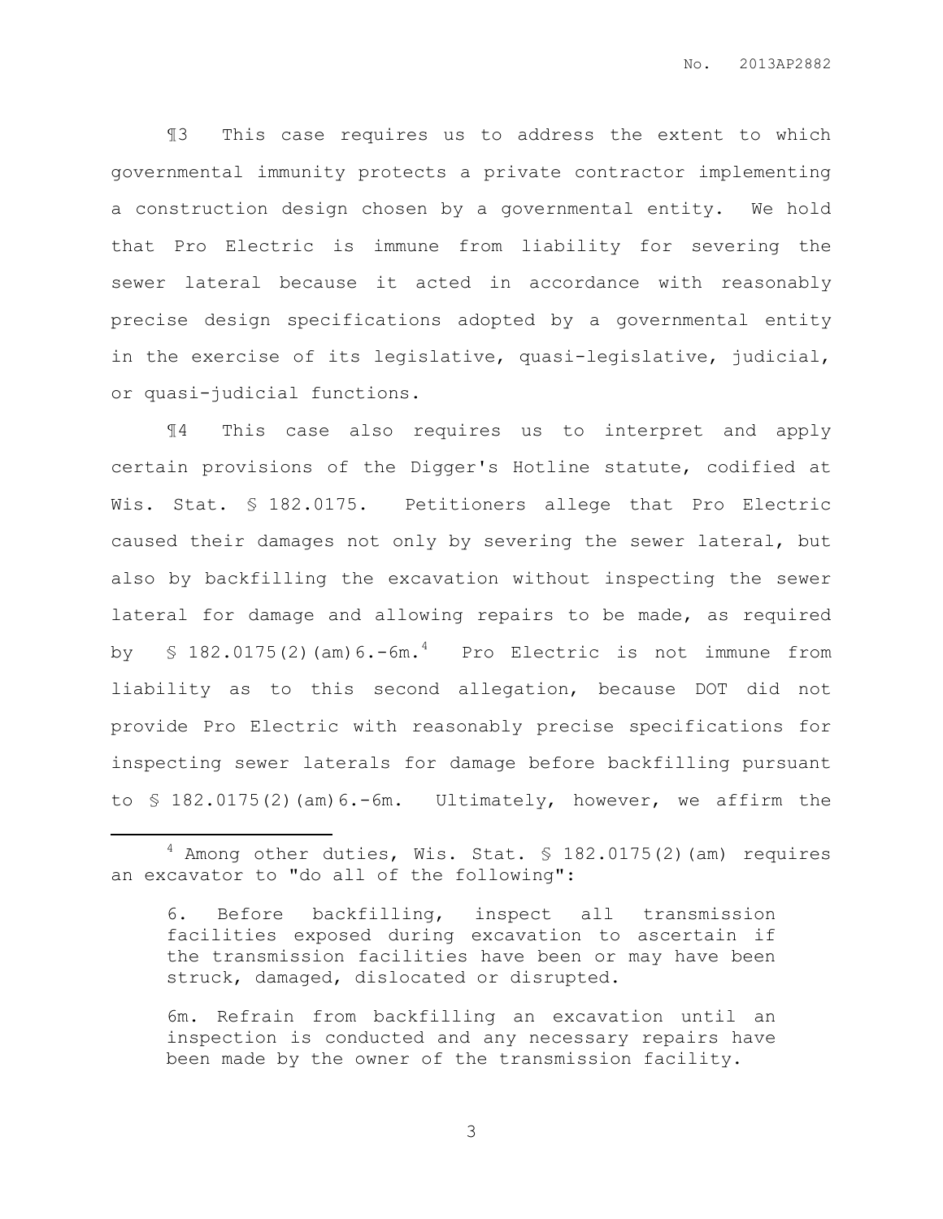¶3 This case requires us to address the extent to which governmental immunity protects a private contractor implementing a construction design chosen by a governmental entity. We hold that Pro Electric is immune from liability for severing the sewer lateral because it acted in accordance with reasonably precise design specifications adopted by a governmental entity in the exercise of its legislative, quasi-legislative, judicial, or quasi-judicial functions.

¶4 This case also requires us to interpret and apply certain provisions of the Digger's Hotline statute, codified at Wis. Stat. § 182.0175. Petitioners allege that Pro Electric caused their damages not only by severing the sewer lateral, but also by backfilling the excavation without inspecting the sewer lateral for damage and allowing repairs to be made, as required by § 182.0175(2)(am)6.-6m.[4] Pro Electric is not immune from liability as to this second allegation, because DOT did not provide Pro Electric with reasonably precise specifications for inspecting sewer laterals for damage before backfilling pursuant to § 182.0175(2)(am)6.-6m. Ultimately, however, we affirm the

---

[4] Among other duties, Wis. Stat. § 182.0175(2)(am) requires an excavator to "do all of the following":

> 6. Before backfilling, inspect all transmission facilities exposed during excavation to ascertain if the transmission facilities have been or may have been struck, damaged, dislocated or disrupted.
>
> 6m. Refrain from backfilling an excavation until an inspection is conducted and any necessary repairs have been made by the owner of the transmission facility.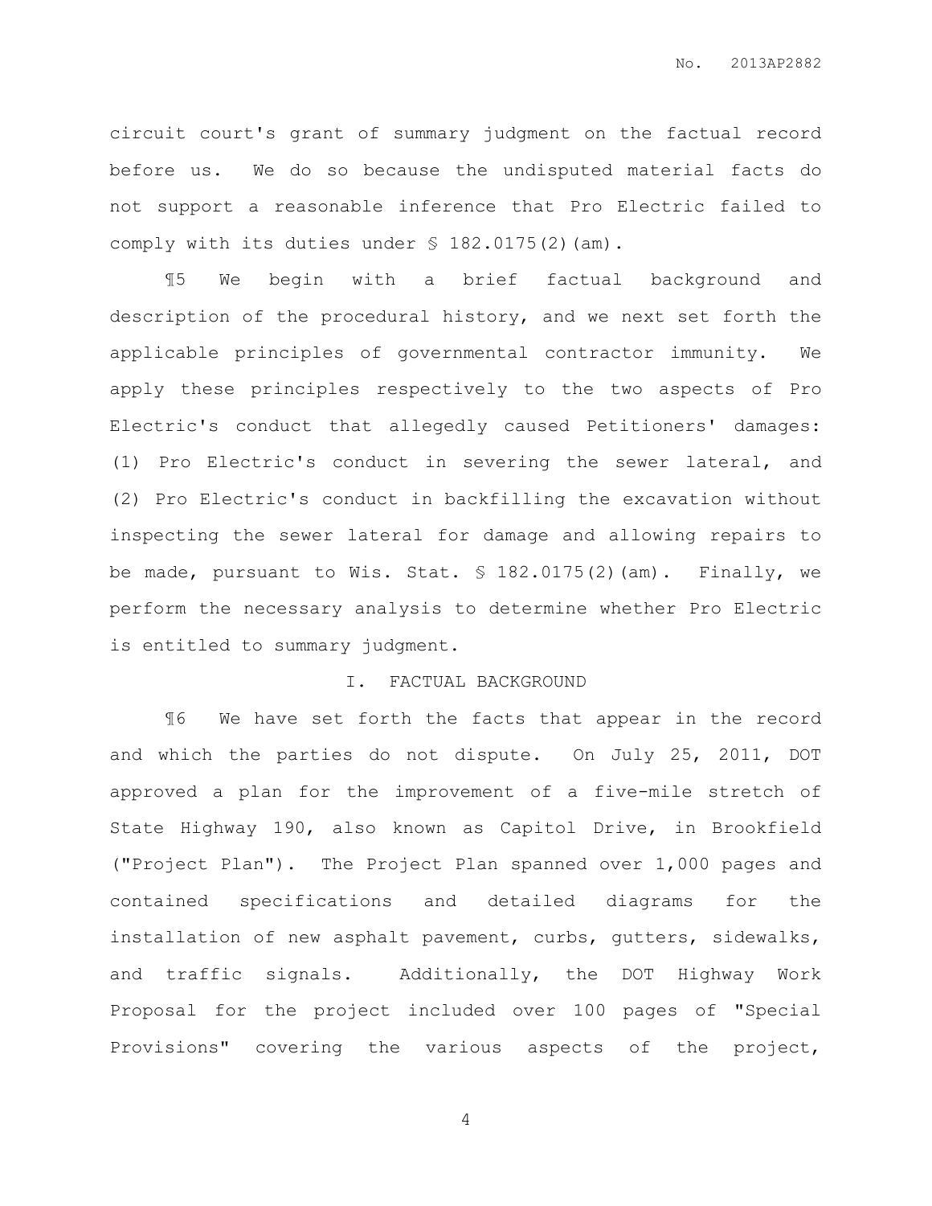circuit court's grant of summary judgment on the factual record before us. We do so because the undisputed material facts do not support a reasonable inference that Pro Electric failed to comply with its duties under § 182.0175(2)(am).

¶5 We begin with a brief factual background and description of the procedural history, and we next set forth the applicable principles of governmental contractor immunity. We apply these principles respectively to the two aspects of Pro Electric's conduct that allegedly caused Petitioners' damages: (1) Pro Electric's conduct in severing the sewer lateral, and (2) Pro Electric's conduct in backfilling the excavation without inspecting the sewer lateral for damage and allowing repairs to be made, pursuant to Wis. Stat. § 182.0175(2)(am). Finally, we perform the necessary analysis to determine whether Pro Electric is entitled to summary judgment.

## I. FACTUAL BACKGROUND

¶6 We have set forth the facts that appear in the record and which the parties do not dispute. On July 25, 2011, DOT approved a plan for the improvement of a five-mile stretch of State Highway 190, also known as Capitol Drive, in Brookfield ("Project Plan"). The Project Plan spanned over 1,000 pages and contained specifications and detailed diagrams for the installation of new asphalt pavement, curbs, gutters, sidewalks, and traffic signals. Additionally, the DOT Highway Work Proposal for the project included over 100 pages of "Special Provisions" covering the various aspects of the project,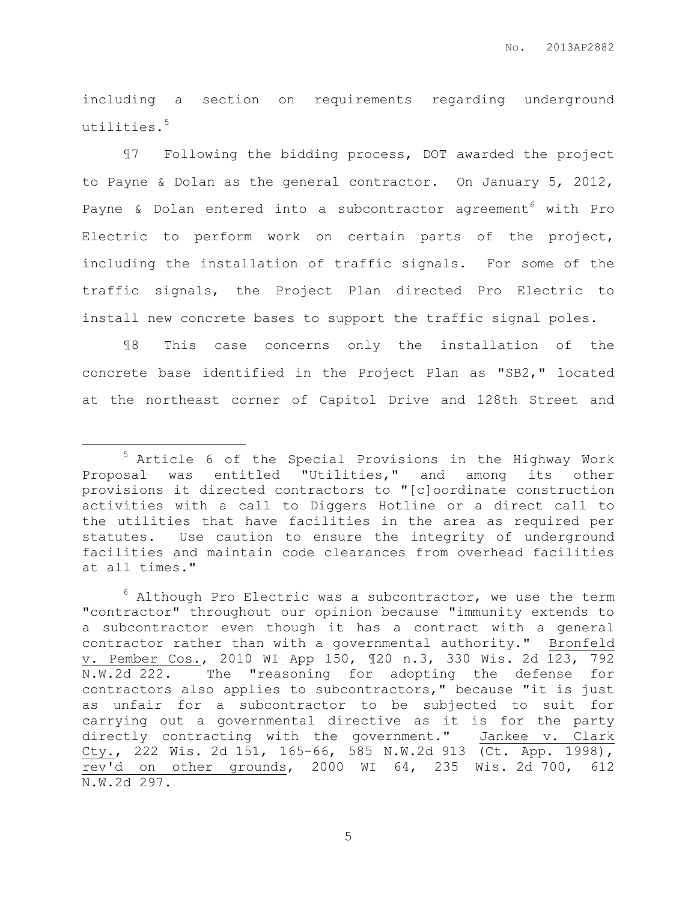including a section on requirements regarding underground utilities.[5]

¶7 Following the bidding process, DOT awarded the project to Payne & Dolan as the general contractor. On January 5, 2012, Payne & Dolan entered into a subcontractor agreement[6] with Pro Electric to perform work on certain parts of the project, including the installation of traffic signals. For some of the traffic signals, the Project Plan directed Pro Electric to install new concrete bases to support the traffic signal poles.

¶8 This case concerns only the installation of the concrete base identified in the Project Plan as "SB2," located at the northeast corner of Capitol Drive and 128th Street and

---

[5] Article 6 of the Special Provisions in the Highway Work Proposal was entitled "Utilities," and among its other provisions it directed contractors to "[c]oordinate construction activities with a call to Diggers Hotline or a direct call to the utilities that have facilities in the area as required per statutes. Use caution to ensure the integrity of underground facilities and maintain code clearances from overhead facilities at all times."

[6] Although Pro Electric was a subcontractor, we use the term "contractor" throughout our opinion because "immunity extends to a subcontractor even though it has a contract with a general contractor rather than with a governmental authority." Bronfeld v. Pember Cos., 2010 WI App 150, ¶20 n.3, 330 Wis. 2d 123, 792 N.W.2d 222. The "reasoning for adopting the defense for contractors also applies to subcontractors," because "it is just as unfair for a subcontractor to be subjected to suit for carrying out a governmental directive as it is for the party directly contracting with the government." Jankee v. Clark Cty., 222 Wis. 2d 151, 165-66, 585 N.W.2d 913 (Ct. App. 1998), rev'd on other grounds, 2000 WI 64, 235 Wis. 2d 700, 612 N.W.2d 297.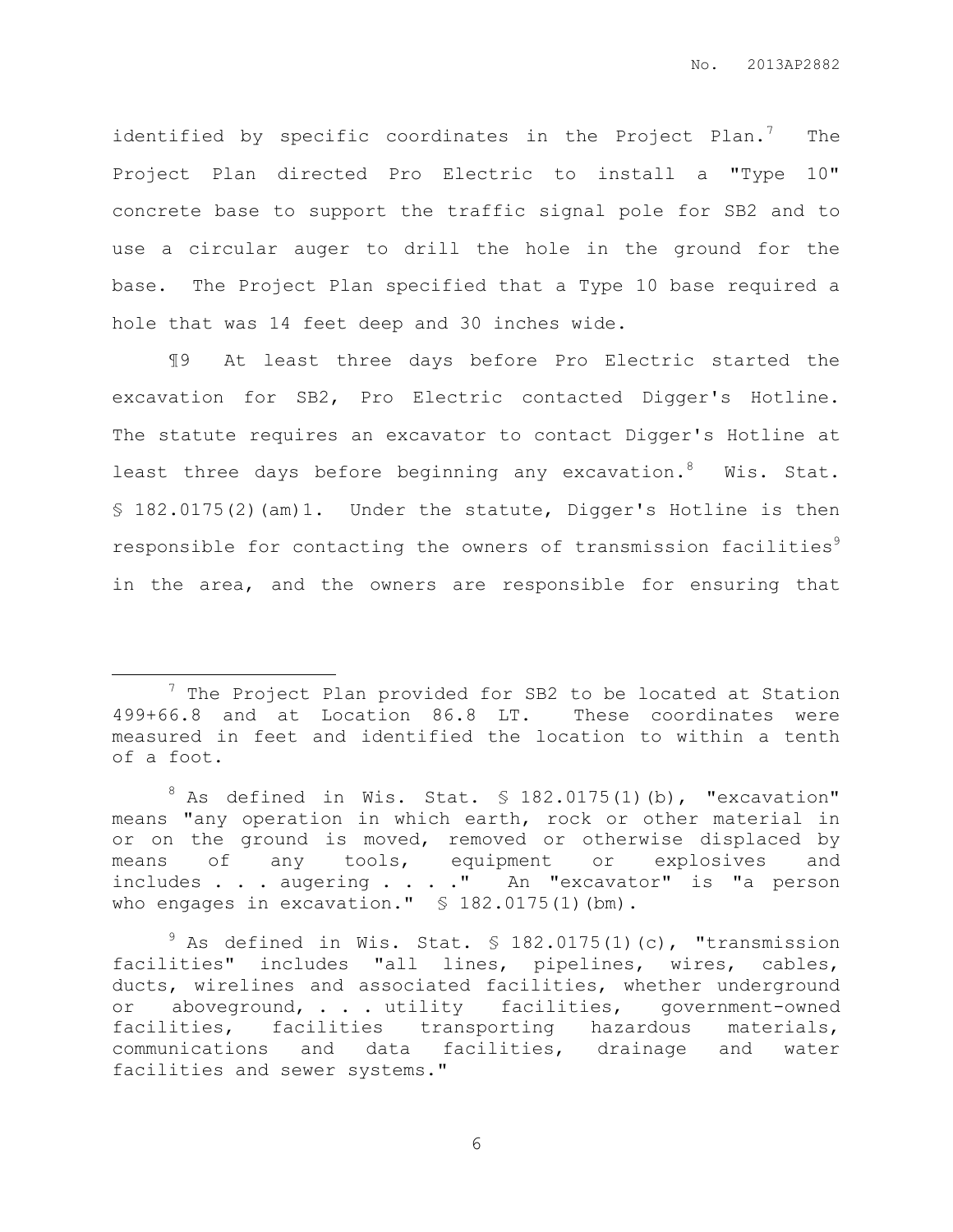identified by specific coordinates in the Project Plan.[7] The Project Plan directed Pro Electric to install a "Type 10" concrete base to support the traffic signal pole for SB2 and to use a circular auger to drill the hole in the ground for the base. The Project Plan specified that a Type 10 base required a hole that was 14 feet deep and 30 inches wide.

¶9 At least three days before Pro Electric started the excavation for SB2, Pro Electric contacted Digger's Hotline. The statute requires an excavator to contact Digger's Hotline at least three days before beginning any excavation.[8] Wis. Stat. § 182.0175(2)(am)1. Under the statute, Digger's Hotline is then responsible for contacting the owners of transmission facilities[9] in the area, and the owners are responsible for ensuring that

---

[7] The Project Plan provided for SB2 to be located at Station 499+66.8 and at Location 86.8 LT. These coordinates were measured in feet and identified the location to within a tenth of a foot.

[8] As defined in Wis. Stat. § 182.0175(1)(b), "excavation" means "any operation in which earth, rock or other material in or on the ground is moved, removed or otherwise displaced by means of any tools, equipment or explosives and includes . . . augering . . . ." An "excavator" is "a person who engages in excavation." § 182.0175(1)(bm).

[9] As defined in Wis. Stat. § 182.0175(1)(c), "transmission facilities" includes "all lines, pipelines, wires, cables, ducts, wirelines and associated facilities, whether underground or aboveground, . . . utility facilities, government-owned facilities, facilities transporting hazardous materials, communications and data facilities, drainage and water facilities and sewer systems."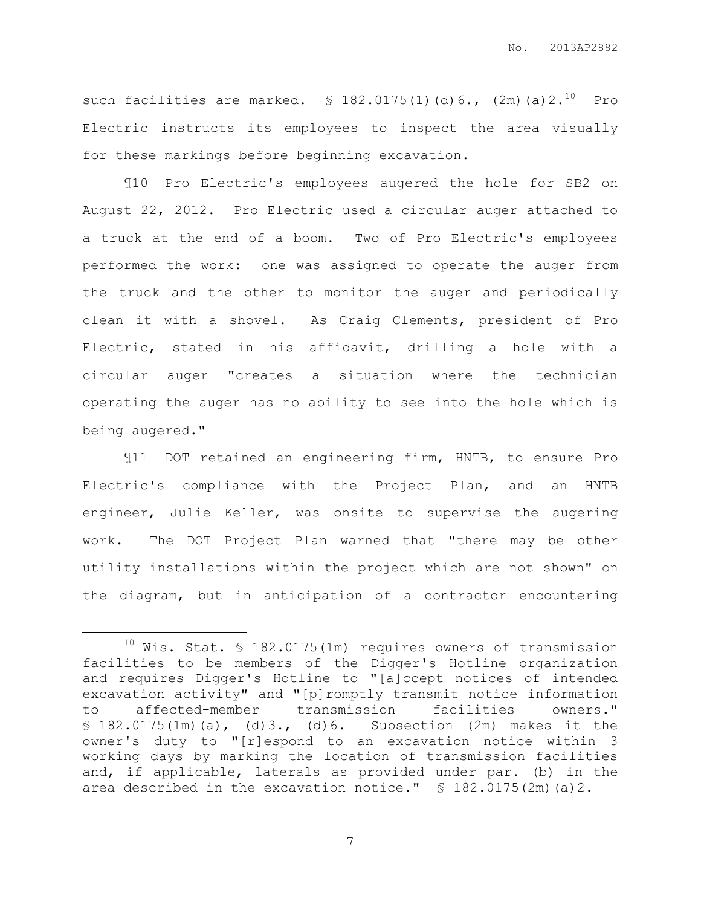such facilities are marked. § 182.0175(1)(d)6., (2m)(a)2.[10] Pro Electric instructs its employees to inspect the area visually for these markings before beginning excavation.

¶10 Pro Electric's employees augered the hole for SB2 on August 22, 2012. Pro Electric used a circular auger attached to a truck at the end of a boom. Two of Pro Electric's employees performed the work: one was assigned to operate the auger from the truck and the other to monitor the auger and periodically clean it with a shovel. As Craig Clements, president of Pro Electric, stated in his affidavit, drilling a hole with a circular auger "creates a situation where the technician operating the auger has no ability to see into the hole which is being augered."

¶11 DOT retained an engineering firm, HNTB, to ensure Pro Electric's compliance with the Project Plan, and an HNTB engineer, Julie Keller, was onsite to supervise the augering work. The DOT Project Plan warned that "there may be other utility installations within the project which are not shown" on the diagram, but in anticipation of a contractor encountering

---

[10] Wis. Stat. § 182.0175(1m) requires owners of transmission facilities to be members of the Digger's Hotline organization and requires Digger's Hotline to "[a]ccept notices of intended excavation activity" and "[p]romptly transmit notice information to affected-member transmission facilities owners." § 182.0175(1m)(a), (d)3., (d)6. Subsection (2m) makes it the owner's duty to "[r]espond to an excavation notice within 3 working days by marking the location of transmission facilities and, if applicable, laterals as provided under par. (b) in the area described in the excavation notice." § 182.0175(2m)(a)2.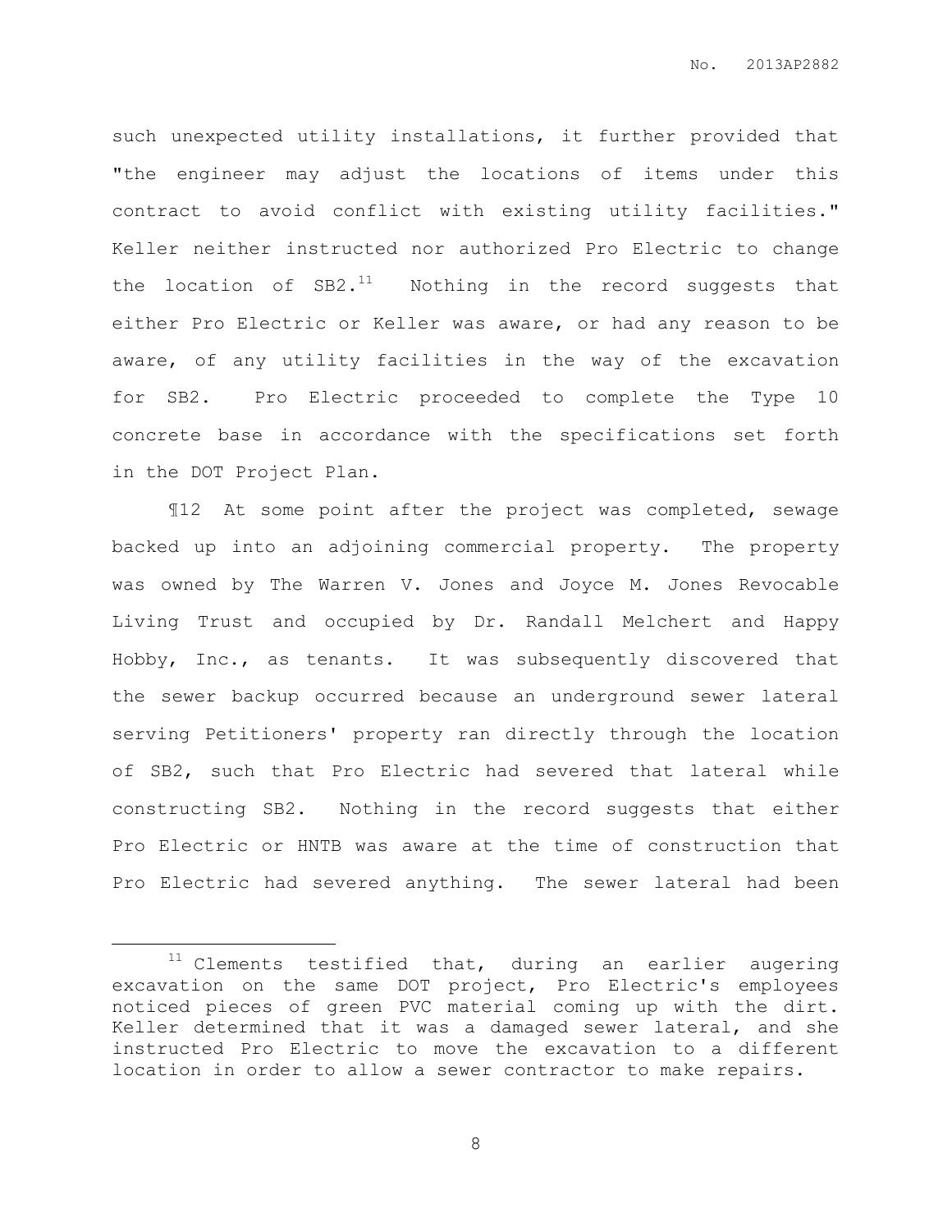such unexpected utility installations, it further provided that "the engineer may adjust the locations of items under this contract to avoid conflict with existing utility facilities." Keller neither instructed nor authorized Pro Electric to change the location of SB2.[11] Nothing in the record suggests that either Pro Electric or Keller was aware, or had any reason to be aware, of any utility facilities in the way of the excavation for SB2. Pro Electric proceeded to complete the Type 10 concrete base in accordance with the specifications set forth in the DOT Project Plan.

¶12 At some point after the project was completed, sewage backed up into an adjoining commercial property. The property was owned by The Warren V. Jones and Joyce M. Jones Revocable Living Trust and occupied by Dr. Randall Melchert and Happy Hobby, Inc., as tenants. It was subsequently discovered that the sewer backup occurred because an underground sewer lateral serving Petitioners' property ran directly through the location of SB2, such that Pro Electric had severed that lateral while constructing SB2. Nothing in the record suggests that either Pro Electric or HNTB was aware at the time of construction that Pro Electric had severed anything. The sewer lateral had been

---

[11] Clements testified that, during an earlier augering excavation on the same DOT project, Pro Electric's employees noticed pieces of green PVC material coming up with the dirt. Keller determined that it was a damaged sewer lateral, and she instructed Pro Electric to move the excavation to a different location in order to allow a sewer contractor to make repairs.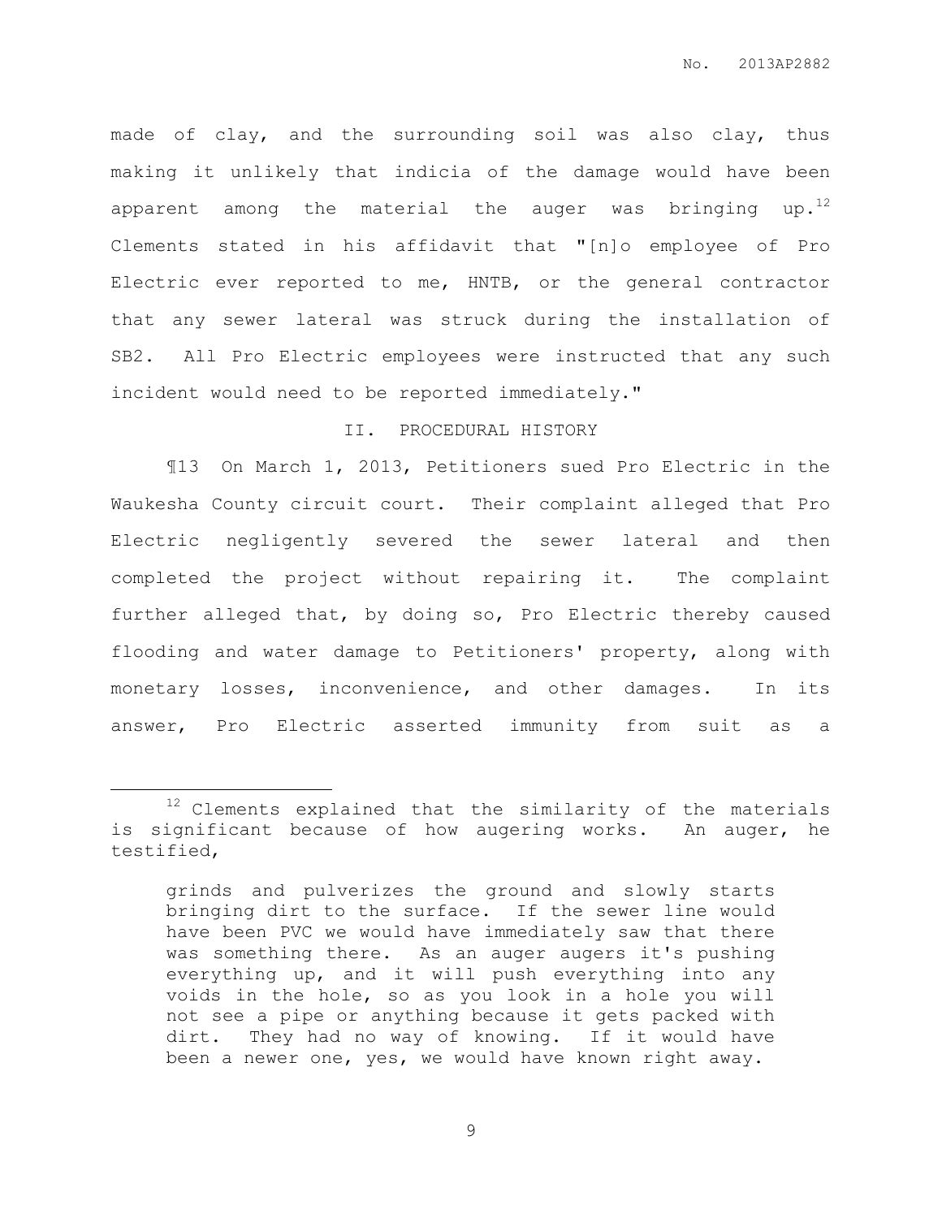made of clay, and the surrounding soil was also clay, thus making it unlikely that indicia of the damage would have been apparent among the material the auger was bringing up.[12] Clements stated in his affidavit that "[n]o employee of Pro Electric ever reported to me, HNTB, or the general contractor that any sewer lateral was struck during the installation of SB2. All Pro Electric employees were instructed that any such incident would need to be reported immediately."

## II. PROCEDURAL HISTORY

¶13 On March 1, 2013, Petitioners sued Pro Electric in the Waukesha County circuit court. Their complaint alleged that Pro Electric negligently severed the sewer lateral and then completed the project without repairing it. The complaint further alleged that, by doing so, Pro Electric thereby caused flooding and water damage to Petitioners' property, along with monetary losses, inconvenience, and other damages. In its answer, Pro Electric asserted immunity from suit as a

---

[12] Clements explained that the similarity of the materials is significant because of how augering works. An auger, he testified,

> grinds and pulverizes the ground and slowly starts bringing dirt to the surface. If the sewer line would have been PVC we would have immediately saw that there was something there. As an auger augers it's pushing everything up, and it will push everything into any voids in the hole, so as you look in a hole you will not see a pipe or anything because it gets packed with dirt. They had no way of knowing. If it would have been a newer one, yes, we would have known right away.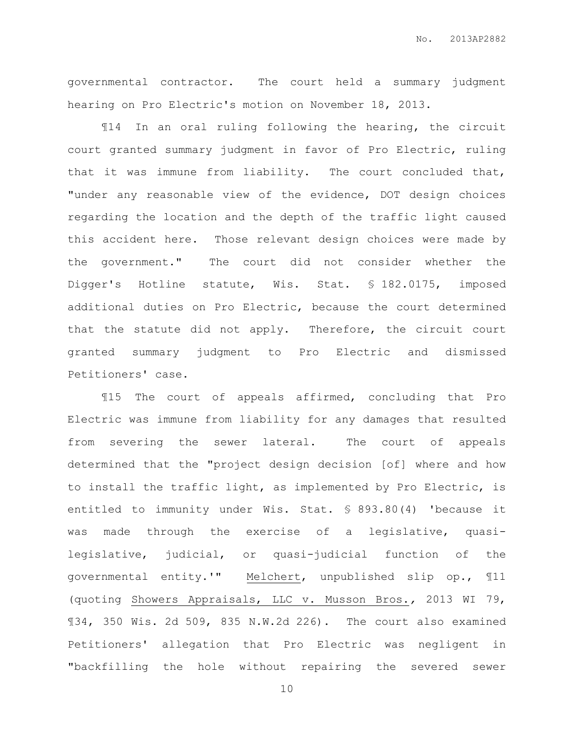governmental contractor. The court held a summary judgment hearing on Pro Electric's motion on November 18, 2013.

¶14 In an oral ruling following the hearing, the circuit court granted summary judgment in favor of Pro Electric, ruling that it was immune from liability. The court concluded that, "under any reasonable view of the evidence, DOT design choices regarding the location and the depth of the traffic light caused this accident here. Those relevant design choices were made by the government." The court did not consider whether the Digger's Hotline statute, Wis. Stat. § 182.0175, imposed additional duties on Pro Electric, because the court determined that the statute did not apply. Therefore, the circuit court granted summary judgment to Pro Electric and dismissed Petitioners' case.

¶15 The court of appeals affirmed, concluding that Pro Electric was immune from liability for any damages that resulted from severing the sewer lateral. The court of appeals determined that the "project design decision [of] where and how to install the traffic light, as implemented by Pro Electric, is entitled to immunity under Wis. Stat. § 893.80(4) 'because it was made through the exercise of a legislative, quasi-legislative, judicial, or quasi-judicial function of the governmental entity.'" Melchert, unpublished slip op., ¶11 (quoting Showers Appraisals, LLC v. Musson Bros., 2013 WI 79, ¶34, 350 Wis. 2d 509, 835 N.W.2d 226). The court also examined Petitioners' allegation that Pro Electric was negligent in "backfilling the hole without repairing the severed sewer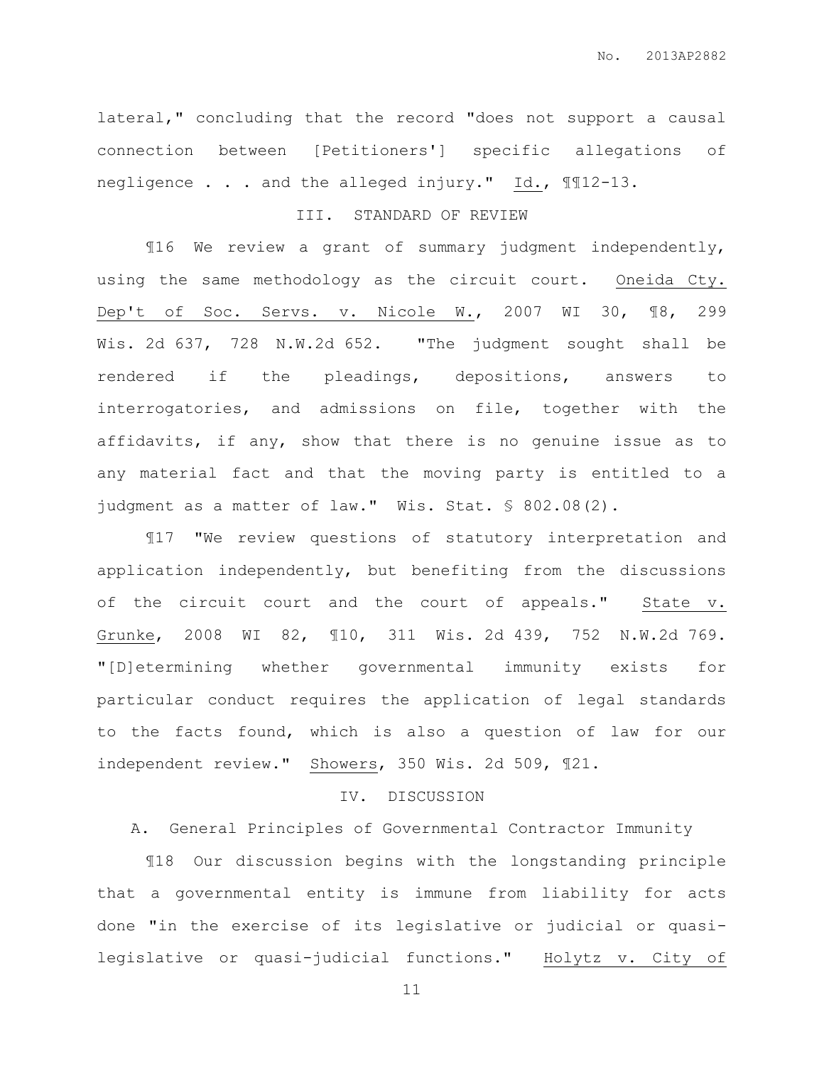lateral," concluding that the record "does not support a causal connection between [Petitioners'] specific allegations of negligence . . . and the alleged injury." Id., ¶¶12-13.

## III. STANDARD OF REVIEW

¶16 We review a grant of summary judgment independently, using the same methodology as the circuit court. Oneida Cty. Dep't of Soc. Servs. v. Nicole W., 2007 WI 30, ¶8, 299 Wis. 2d 637, 728 N.W.2d 652. "The judgment sought shall be rendered if the pleadings, depositions, answers to interrogatories, and admissions on file, together with the affidavits, if any, show that there is no genuine issue as to any material fact and that the moving party is entitled to a judgment as a matter of law." Wis. Stat. § 802.08(2).

¶17 "We review questions of statutory interpretation and application independently, but benefiting from the discussions of the circuit court and the court of appeals." State v. Grunke, 2008 WI 82, ¶10, 311 Wis. 2d 439, 752 N.W.2d 769. "[D]etermining whether governmental immunity exists for particular conduct requires the application of legal standards to the facts found, which is also a question of law for our independent review." Showers, 350 Wis. 2d 509, ¶21.

## IV. DISCUSSION

### A. General Principles of Governmental Contractor Immunity

¶18 Our discussion begins with the longstanding principle that a governmental entity is immune from liability for acts done "in the exercise of its legislative or judicial or quasi-legislative or quasi-judicial functions." Holytz v. City of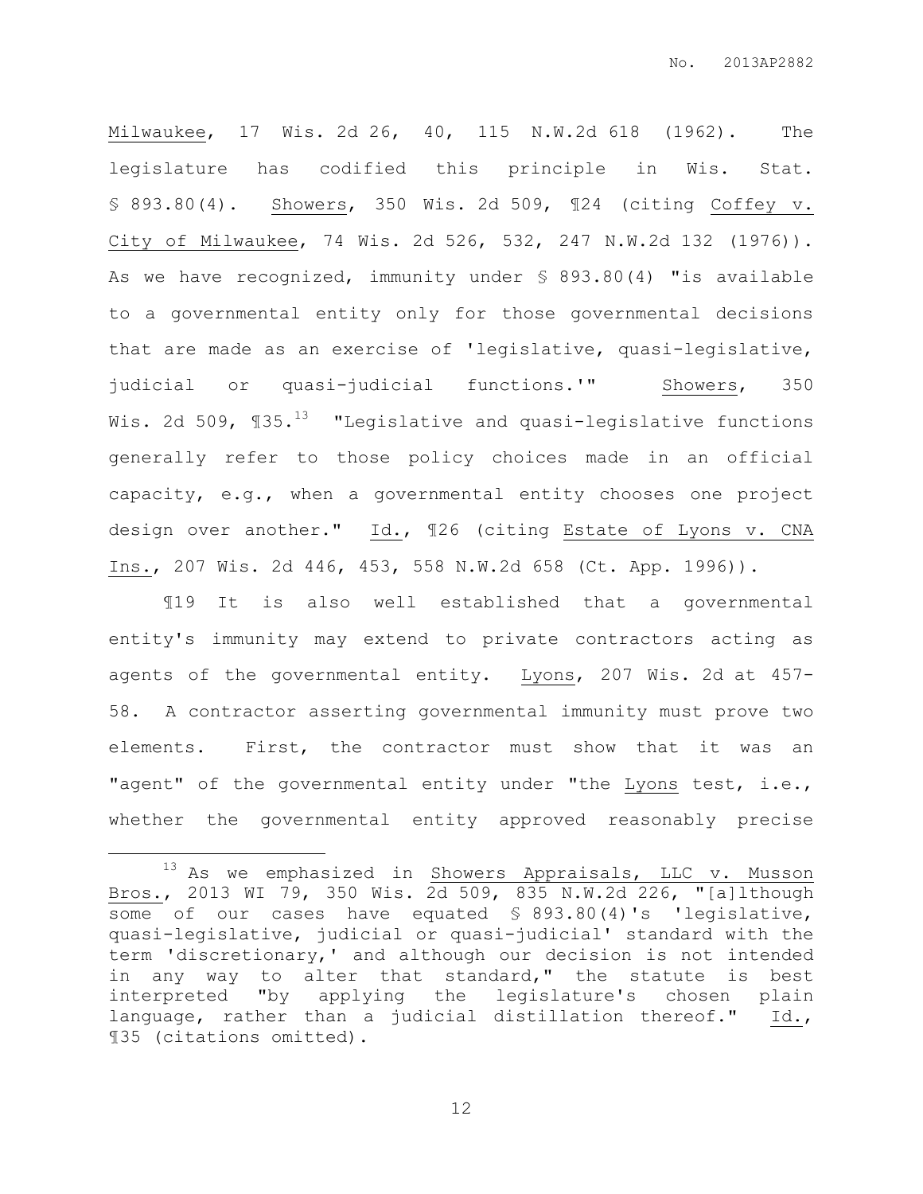Milwaukee, 17 Wis. 2d 26, 40, 115 N.W.2d 618 (1962). The legislature has codified this principle in Wis. Stat. § 893.80(4). Showers, 350 Wis. 2d 509, ¶24 (citing Coffey v. City of Milwaukee, 74 Wis. 2d 526, 532, 247 N.W.2d 132 (1976)). As we have recognized, immunity under § 893.80(4) "is available to a governmental entity only for those governmental decisions that are made as an exercise of 'legislative, quasi-legislative, judicial or quasi-judicial functions.'" Showers, 350 Wis. 2d 509, ¶35.[13] "Legislative and quasi-legislative functions generally refer to those policy choices made in an official capacity, e.g., when a governmental entity chooses one project design over another." Id., ¶26 (citing Estate of Lyons v. CNA Ins., 207 Wis. 2d 446, 453, 558 N.W.2d 658 (Ct. App. 1996)).

¶19 It is also well established that a governmental entity's immunity may extend to private contractors acting as agents of the governmental entity. Lyons, 207 Wis. 2d at 457-58. A contractor asserting governmental immunity must prove two elements. First, the contractor must show that it was an "agent" of the governmental entity under "the Lyons test, i.e., whether the governmental entity approved reasonably precise

---

[13] As we emphasized in Showers Appraisals, LLC v. Musson Bros., 2013 WI 79, 350 Wis. 2d 509, 835 N.W.2d 226, "[a]lthough some of our cases have equated § 893.80(4)'s 'legislative, quasi-legislative, judicial or quasi-judicial' standard with the term 'discretionary,' and although our decision is not intended in any way to alter that standard," the statute is best interpreted "by applying the legislature's chosen plain language, rather than a judicial distillation thereof." Id., ¶35 (citations omitted).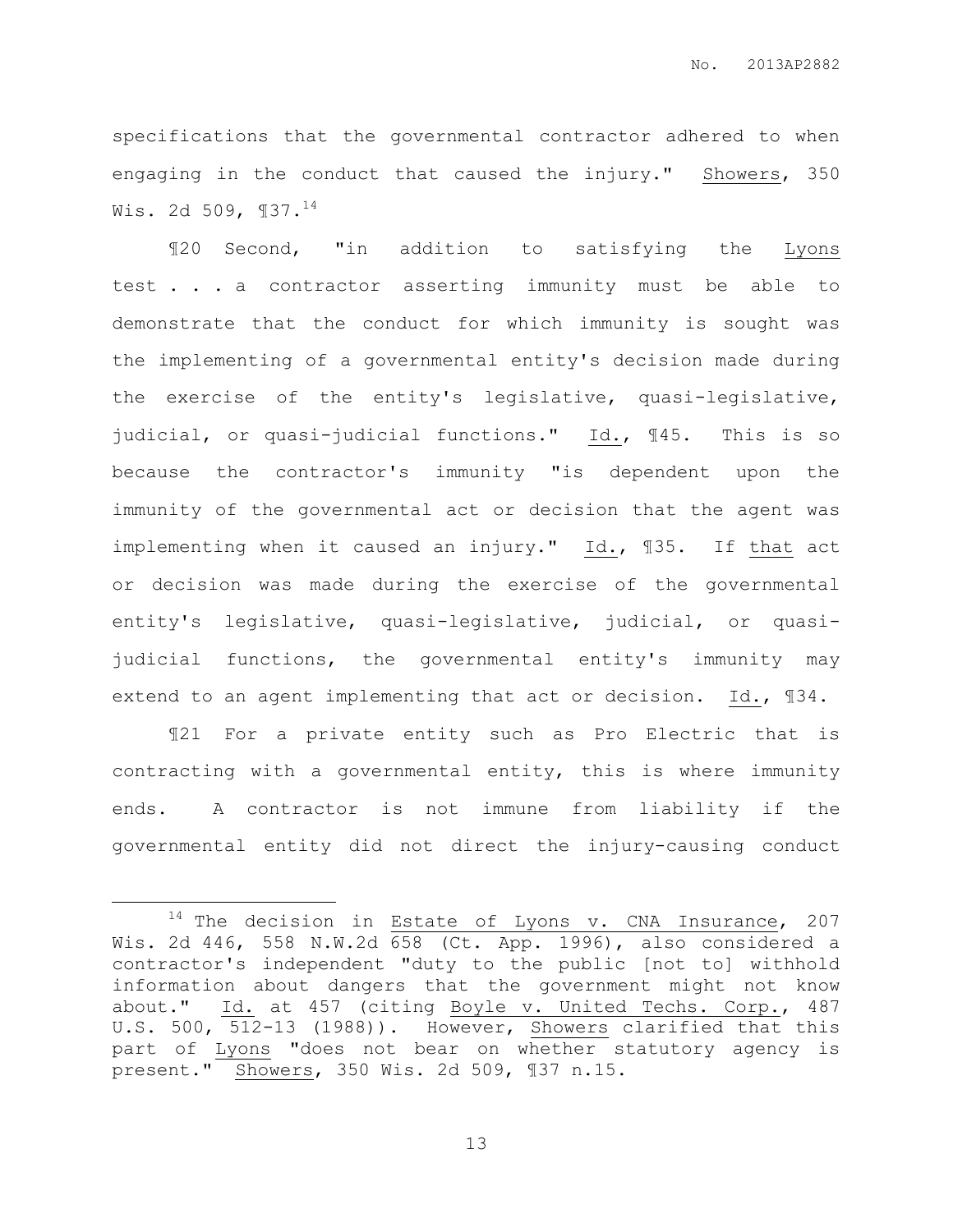specifications that the governmental contractor adhered to when engaging in the conduct that caused the injury." Showers, 350 Wis. 2d 509, ¶37.[14]

¶20 Second, "in addition to satisfying the Lyons test . . . a contractor asserting immunity must be able to demonstrate that the conduct for which immunity is sought was the implementing of a governmental entity's decision made during the exercise of the entity's legislative, quasi-legislative, judicial, or quasi-judicial functions." Id., ¶45. This is so because the contractor's immunity "is dependent upon the immunity of the governmental act or decision that the agent was implementing when it caused an injury." Id., ¶35. If that act or decision was made during the exercise of the governmental entity's legislative, quasi-legislative, judicial, or quasi-judicial functions, the governmental entity's immunity may extend to an agent implementing that act or decision. Id., ¶34.

¶21 For a private entity such as Pro Electric that is contracting with a governmental entity, this is where immunity ends. A contractor is not immune from liability if the governmental entity did not direct the injury-causing conduct

---

[14] The decision in Estate of Lyons v. CNA Insurance, 207 Wis. 2d 446, 558 N.W.2d 658 (Ct. App. 1996), also considered a contractor's independent "duty to the public [not to] withhold information about dangers that the government might not know about." Id. at 457 (citing Boyle v. United Techs. Corp., 487 U.S. 500, 512-13 (1988)). However, Showers clarified that this part of Lyons "does not bear on whether statutory agency is present." Showers, 350 Wis. 2d 509, ¶37 n.15.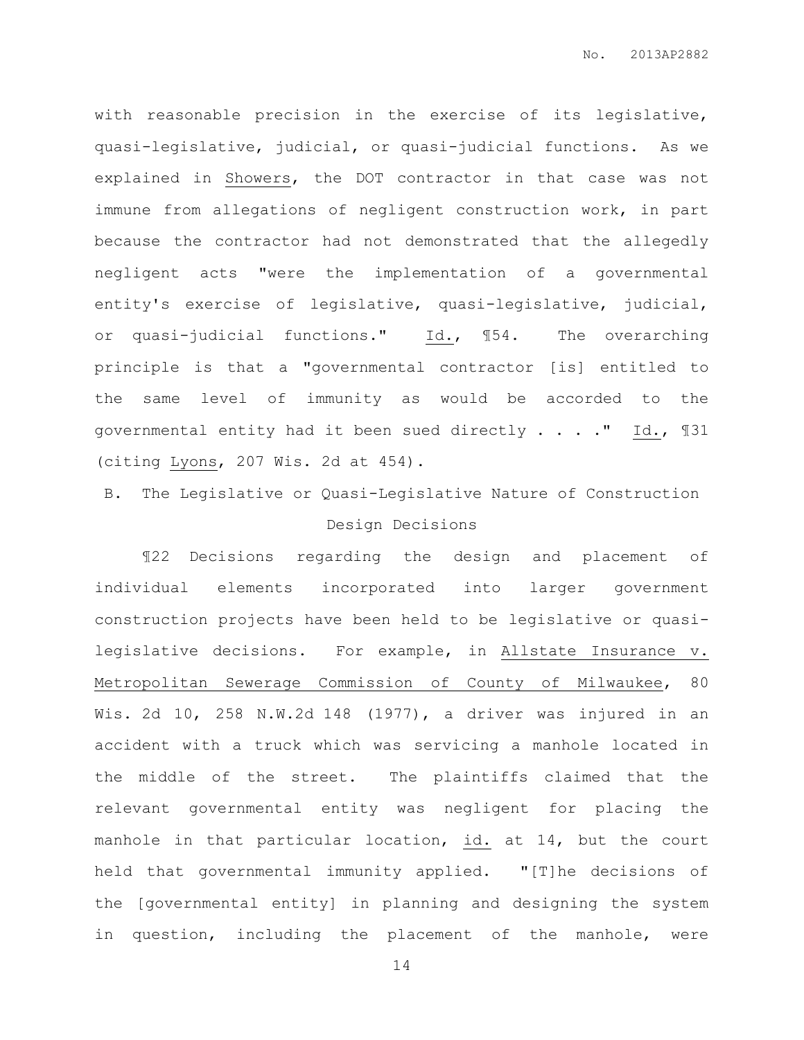with reasonable precision in the exercise of its legislative, quasi-legislative, judicial, or quasi-judicial functions. As we explained in Showers, the DOT contractor in that case was not immune from allegations of negligent construction work, in part because the contractor had not demonstrated that the allegedly negligent acts "were the implementation of a governmental entity's exercise of legislative, quasi-legislative, judicial, or quasi-judicial functions." Id., ¶54. The overarching principle is that a "governmental contractor [is] entitled to the same level of immunity as would be accorded to the governmental entity had it been sued directly . . . ." Id., ¶31 (citing Lyons, 207 Wis. 2d at 454).

### B. The Legislative or Quasi-Legislative Nature of Construction Design Decisions

¶22 Decisions regarding the design and placement of individual elements incorporated into larger government construction projects have been held to be legislative or quasi-legislative decisions. For example, in Allstate Insurance v. Metropolitan Sewerage Commission of County of Milwaukee, 80 Wis. 2d 10, 258 N.W.2d 148 (1977), a driver was injured in an accident with a truck which was servicing a manhole located in the middle of the street. The plaintiffs claimed that the relevant governmental entity was negligent for placing the manhole in that particular location, id. at 14, but the court held that governmental immunity applied. "[T]he decisions of the [governmental entity] in planning and designing the system in question, including the placement of the manhole, were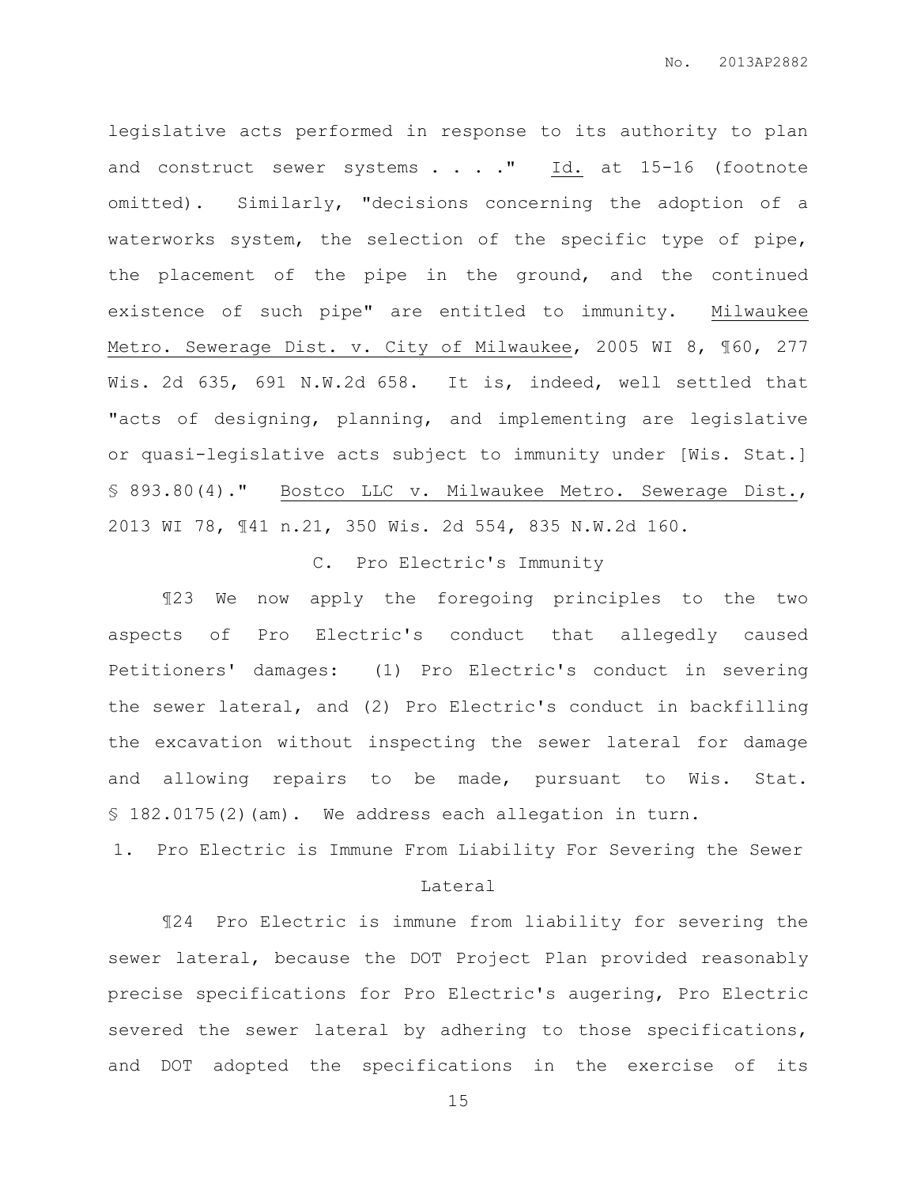legislative acts performed in response to its authority to plan and construct sewer systems . . . ." Id. at 15-16 (footnote omitted). Similarly, "decisions concerning the adoption of a waterworks system, the selection of the specific type of pipe, the placement of the pipe in the ground, and the continued existence of such pipe" are entitled to immunity. Milwaukee Metro. Sewerage Dist. v. City of Milwaukee, 2005 WI 8, ¶60, 277 Wis. 2d 635, 691 N.W.2d 658. It is, indeed, well settled that "acts of designing, planning, and implementing are legislative or quasi-legislative acts subject to immunity under [Wis. Stat.] § 893.80(4)." Bostco LLC v. Milwaukee Metro. Sewerage Dist., 2013 WI 78, ¶41 n.21, 350 Wis. 2d 554, 835 N.W.2d 160.

### C. Pro Electric's Immunity

¶23 We now apply the foregoing principles to the two aspects of Pro Electric's conduct that allegedly caused Petitioners' damages: (1) Pro Electric's conduct in severing the sewer lateral, and (2) Pro Electric's conduct in backfilling the excavation without inspecting the sewer lateral for damage and allowing repairs to be made, pursuant to Wis. Stat. § 182.0175(2)(am). We address each allegation in turn.

#### 1. Pro Electric is Immune From Liability For Severing the Sewer Lateral

¶24 Pro Electric is immune from liability for severing the sewer lateral, because the DOT Project Plan provided reasonably precise specifications for Pro Electric's augering, Pro Electric severed the sewer lateral by adhering to those specifications, and DOT adopted the specifications in the exercise of its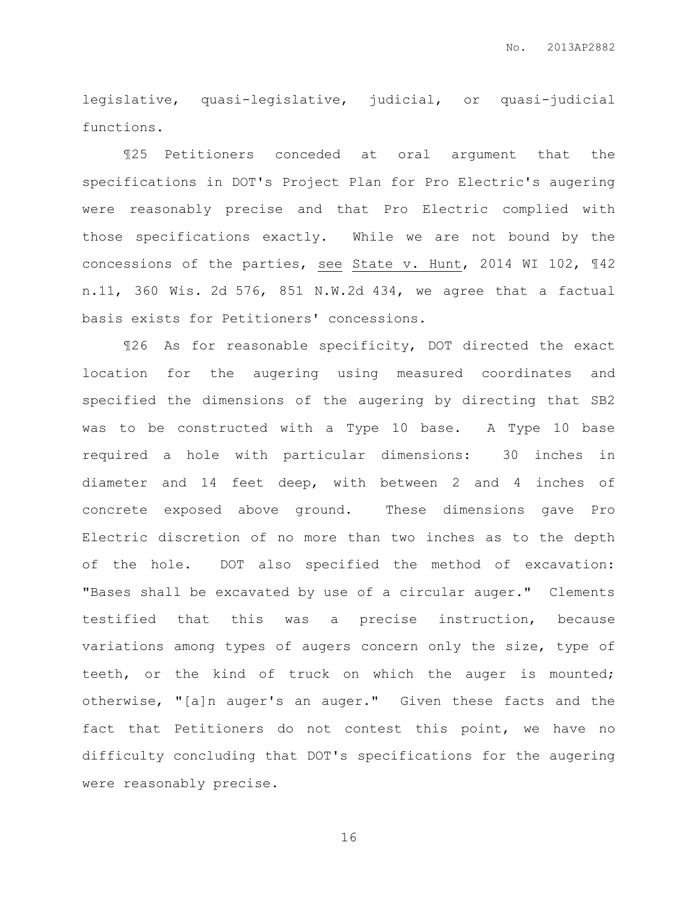legislative, quasi-legislative, judicial, or quasi-judicial functions.

¶25 Petitioners conceded at oral argument that the specifications in DOT's Project Plan for Pro Electric's augering were reasonably precise and that Pro Electric complied with those specifications exactly. While we are not bound by the concessions of the parties, see State v. Hunt, 2014 WI 102, ¶42 n.11, 360 Wis. 2d 576, 851 N.W.2d 434, we agree that a factual basis exists for Petitioners' concessions.

¶26 As for reasonable specificity, DOT directed the exact location for the augering using measured coordinates and specified the dimensions of the augering by directing that SB2 was to be constructed with a Type 10 base. A Type 10 base required a hole with particular dimensions: 30 inches in diameter and 14 feet deep, with between 2 and 4 inches of concrete exposed above ground. These dimensions gave Pro Electric discretion of no more than two inches as to the depth of the hole. DOT also specified the method of excavation: "Bases shall be excavated by use of a circular auger." Clements testified that this was a precise instruction, because variations among types of augers concern only the size, type of teeth, or the kind of truck on which the auger is mounted; otherwise, "[a]n auger's an auger." Given these facts and the fact that Petitioners do not contest this point, we have no difficulty concluding that DOT's specifications for the augering were reasonably precise.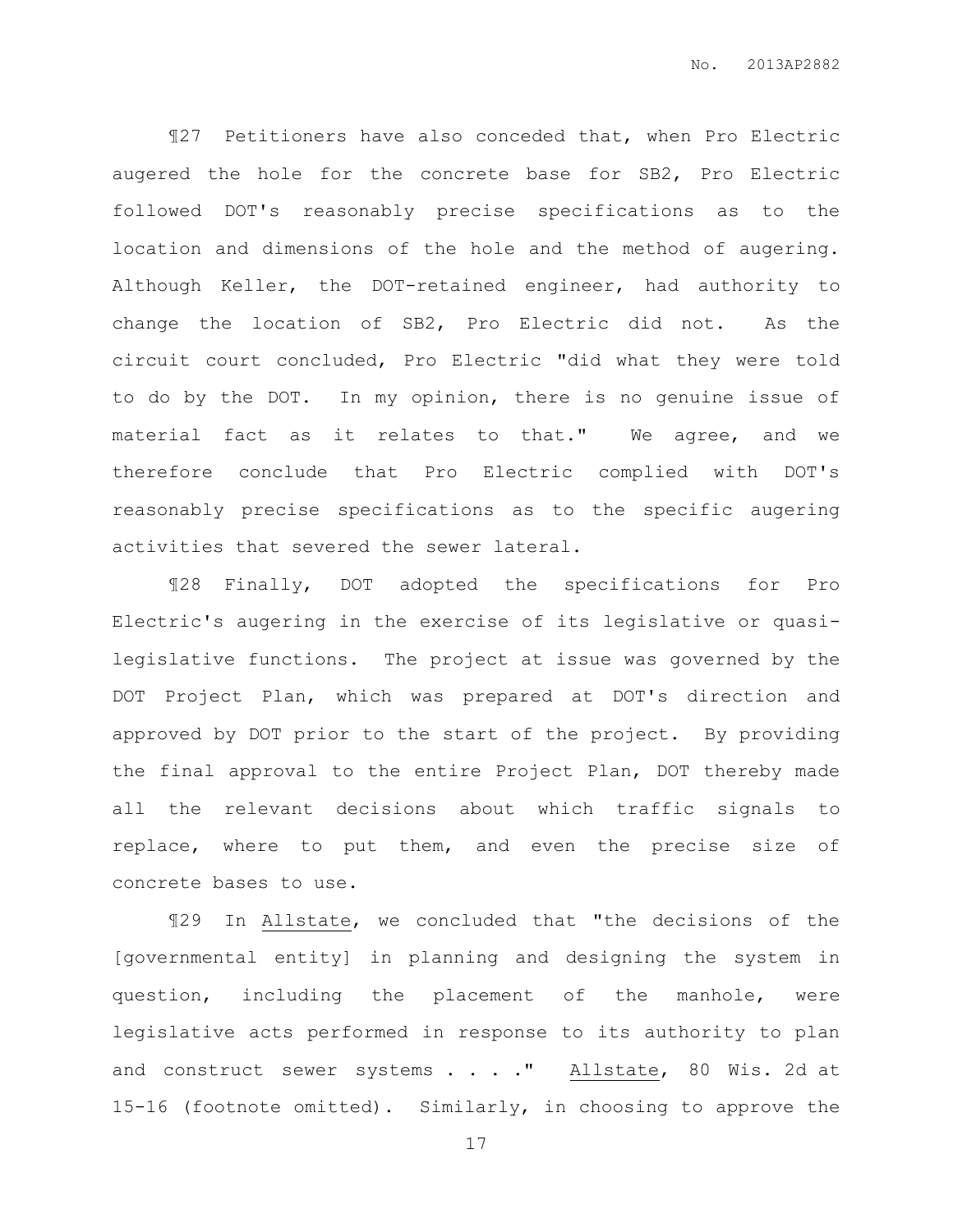¶27 Petitioners have also conceded that, when Pro Electric augered the hole for the concrete base for SB2, Pro Electric followed DOT's reasonably precise specifications as to the location and dimensions of the hole and the method of augering. Although Keller, the DOT-retained engineer, had authority to change the location of SB2, Pro Electric did not. As the circuit court concluded, Pro Electric "did what they were told to do by the DOT. In my opinion, there is no genuine issue of material fact as it relates to that." We agree, and we therefore conclude that Pro Electric complied with DOT's reasonably precise specifications as to the specific augering activities that severed the sewer lateral.

¶28 Finally, DOT adopted the specifications for Pro Electric's augering in the exercise of its legislative or quasi-legislative functions. The project at issue was governed by the DOT Project Plan, which was prepared at DOT's direction and approved by DOT prior to the start of the project. By providing the final approval to the entire Project Plan, DOT thereby made all the relevant decisions about which traffic signals to replace, where to put them, and even the precise size of concrete bases to use.

¶29 In Allstate, we concluded that "the decisions of the [governmental entity] in planning and designing the system in question, including the placement of the manhole, were legislative acts performed in response to its authority to plan and construct sewer systems . . . ." Allstate, 80 Wis. 2d at 15-16 (footnote omitted). Similarly, in choosing to approve the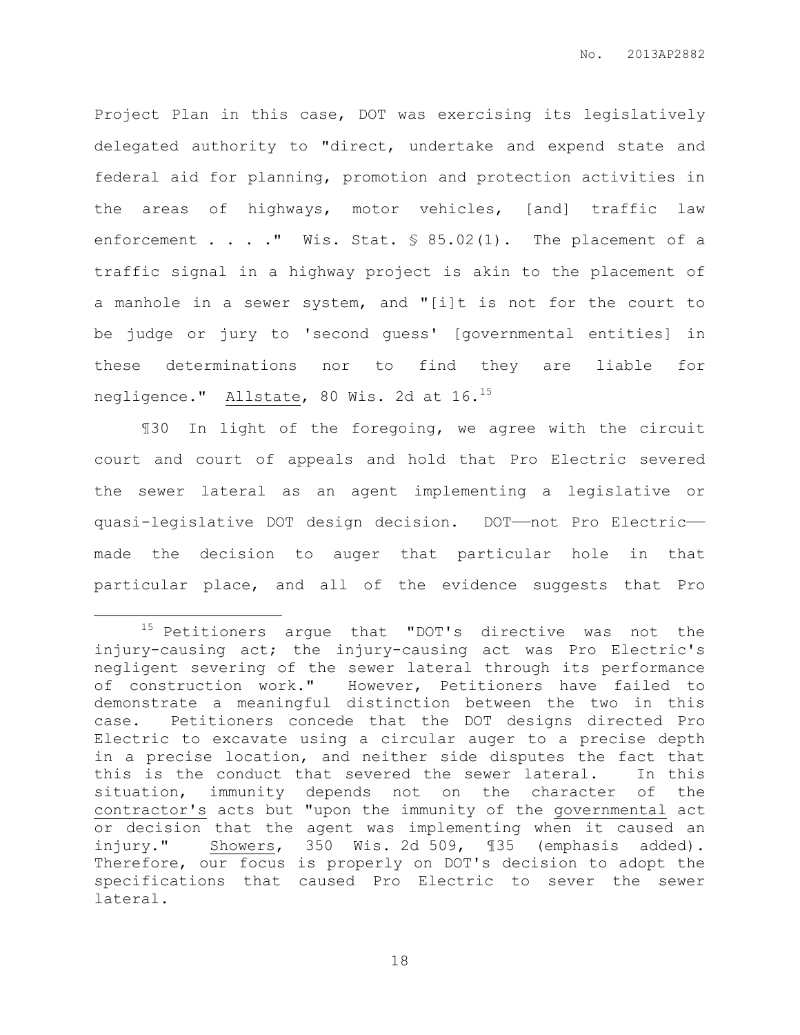Project Plan in this case, DOT was exercising its legislatively delegated authority to "direct, undertake and expend state and federal aid for planning, promotion and protection activities in the areas of highways, motor vehicles, [and] traffic law enforcement . . . ." Wis. Stat. § 85.02(1). The placement of a traffic signal in a highway project is akin to the placement of a manhole in a sewer system, and "[i]t is not for the court to be judge or jury to 'second guess' [governmental entities] in these determinations nor to find they are liable for negligence." Allstate, 80 Wis. 2d at 16.[15]

¶30 In light of the foregoing, we agree with the circuit court and court of appeals and hold that Pro Electric severed the sewer lateral as an agent implementing a legislative or quasi-legislative DOT design decision. DOT——not Pro Electric—— made the decision to auger that particular hole in that particular place, and all of the evidence suggests that Pro

---

[15] Petitioners argue that "DOT's directive was not the injury-causing act; the injury-causing act was Pro Electric's negligent severing of the sewer lateral through its performance of construction work." However, Petitioners have failed to demonstrate a meaningful distinction between the two in this case. Petitioners concede that the DOT designs directed Pro Electric to excavate using a circular auger to a precise depth in a precise location, and neither side disputes the fact that this is the conduct that severed the sewer lateral. In this situation, immunity depends not on the character of the contractor's acts but "upon the immunity of the governmental act or decision that the agent was implementing when it caused an injury." Showers, 350 Wis. 2d 509, ¶35 (emphasis added). Therefore, our focus is properly on DOT's decision to adopt the specifications that caused Pro Electric to sever the sewer lateral.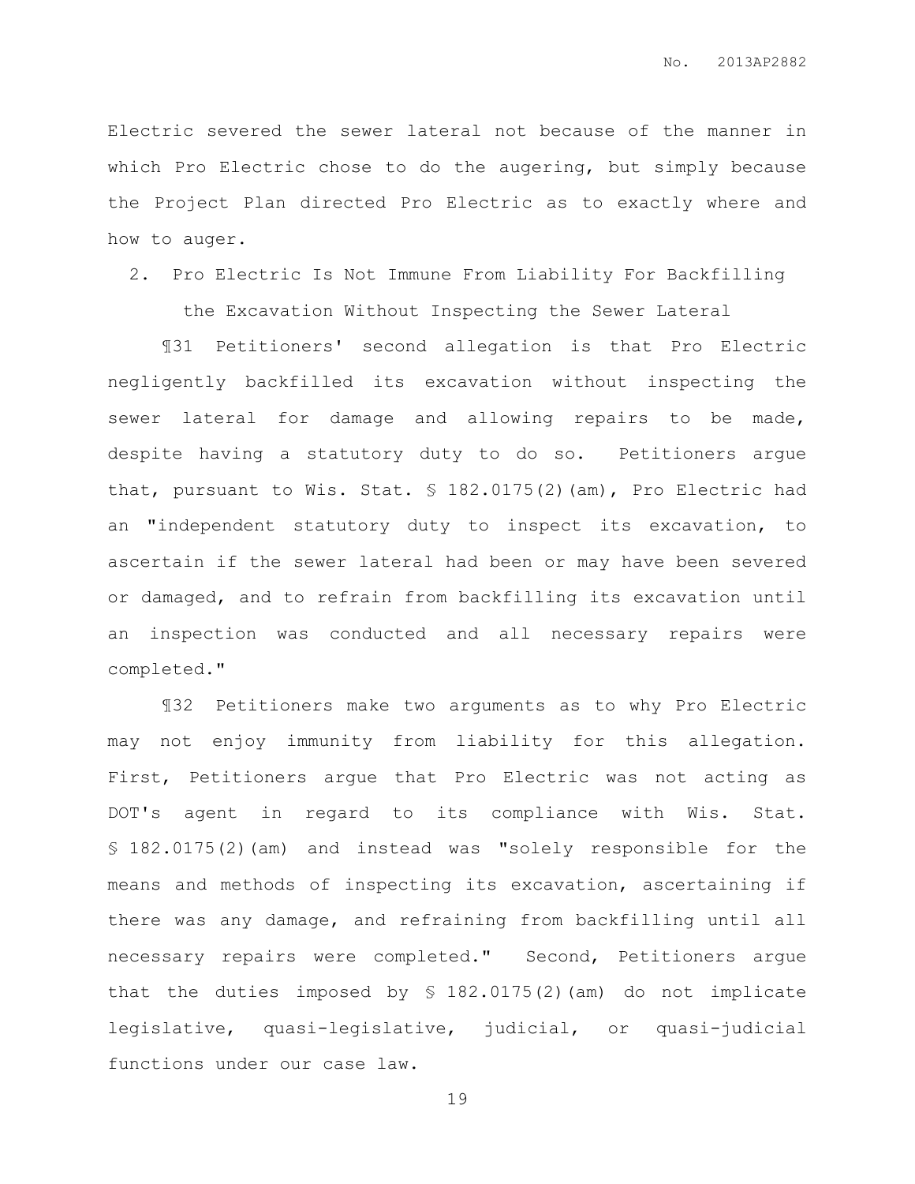Electric severed the sewer lateral not because of the manner in which Pro Electric chose to do the augering, but simply because the Project Plan directed Pro Electric as to exactly where and how to auger.

2. Pro Electric Is Not Immune From Liability For Backfilling the Excavation Without Inspecting the Sewer Lateral

¶31 Petitioners' second allegation is that Pro Electric negligently backfilled its excavation without inspecting the sewer lateral for damage and allowing repairs to be made, despite having a statutory duty to do so. Petitioners argue that, pursuant to Wis. Stat. § 182.0175(2)(am), Pro Electric had an "independent statutory duty to inspect its excavation, to ascertain if the sewer lateral had been or may have been severed or damaged, and to refrain from backfilling its excavation until an inspection was conducted and all necessary repairs were completed."

¶32 Petitioners make two arguments as to why Pro Electric may not enjoy immunity from liability for this allegation. First, Petitioners argue that Pro Electric was not acting as DOT's agent in regard to its compliance with Wis. Stat. § 182.0175(2)(am) and instead was "solely responsible for the means and methods of inspecting its excavation, ascertaining if there was any damage, and refraining from backfilling until all necessary repairs were completed." Second, Petitioners argue that the duties imposed by § 182.0175(2)(am) do not implicate legislative, quasi-legislative, judicial, or quasi-judicial functions under our case law.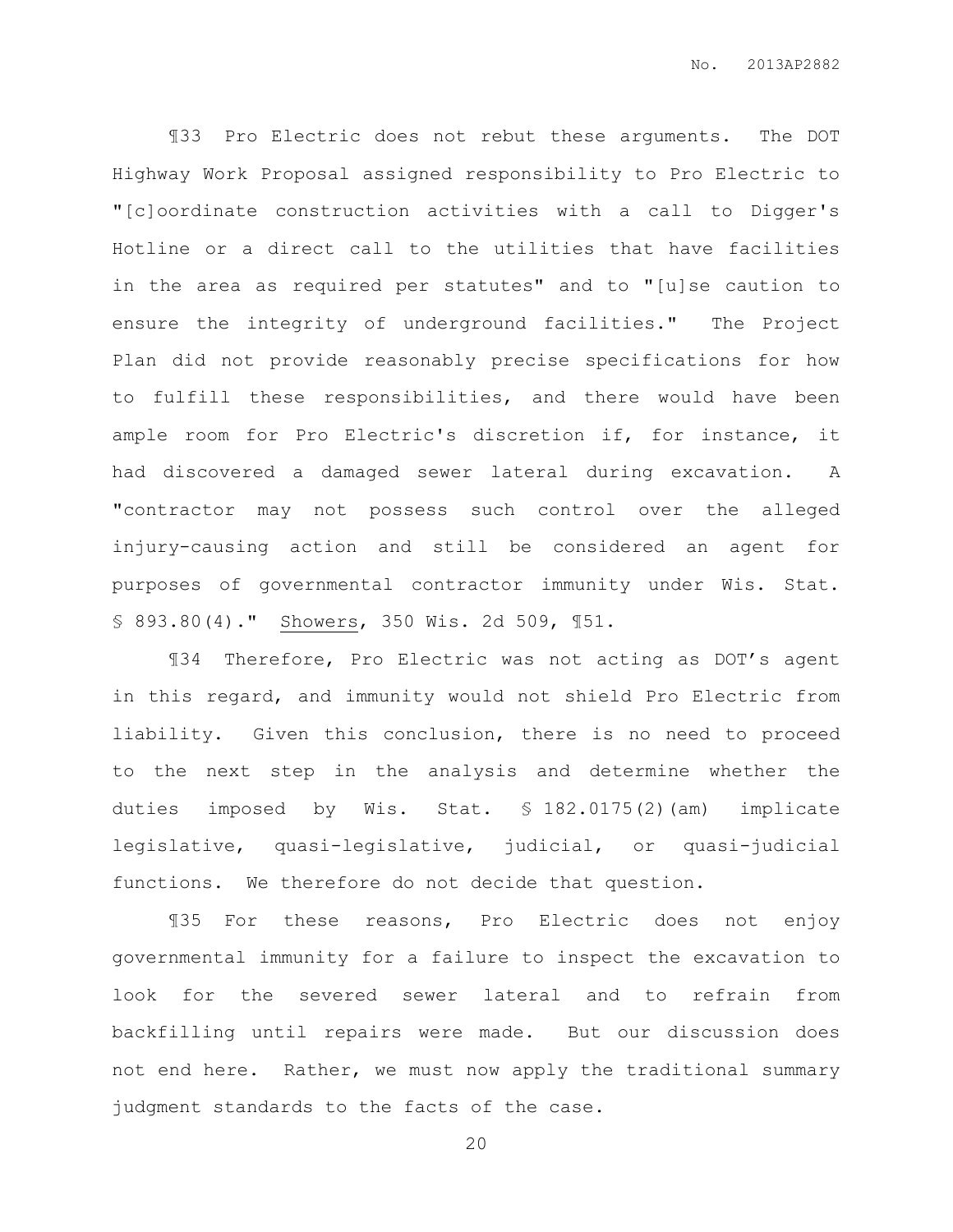¶33 Pro Electric does not rebut these arguments. The DOT Highway Work Proposal assigned responsibility to Pro Electric to "[c]oordinate construction activities with a call to Digger's Hotline or a direct call to the utilities that have facilities in the area as required per statutes" and to "[u]se caution to ensure the integrity of underground facilities." The Project Plan did not provide reasonably precise specifications for how to fulfill these responsibilities, and there would have been ample room for Pro Electric's discretion if, for instance, it had discovered a damaged sewer lateral during excavation. A "contractor may not possess such control over the alleged injury-causing action and still be considered an agent for purposes of governmental contractor immunity under Wis. Stat. § 893.80(4)." Showers, 350 Wis. 2d 509, ¶51.

¶34 Therefore, Pro Electric was not acting as DOT's agent in this regard, and immunity would not shield Pro Electric from liability. Given this conclusion, there is no need to proceed to the next step in the analysis and determine whether the duties imposed by Wis. Stat. § 182.0175(2)(am) implicate legislative, quasi-legislative, judicial, or quasi-judicial functions. We therefore do not decide that question.

¶35 For these reasons, Pro Electric does not enjoy governmental immunity for a failure to inspect the excavation to look for the severed sewer lateral and to refrain from backfilling until repairs were made. But our discussion does not end here. Rather, we must now apply the traditional summary judgment standards to the facts of the case.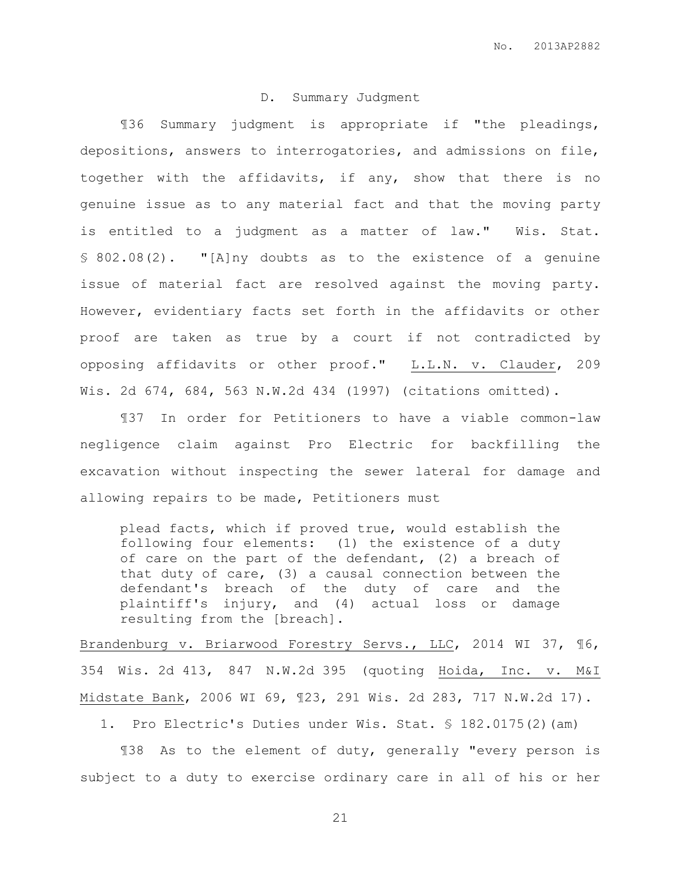## D. Summary Judgment

¶36 Summary judgment is appropriate if "the pleadings, depositions, answers to interrogatories, and admissions on file, together with the affidavits, if any, show that there is no genuine issue as to any material fact and that the moving party is entitled to a judgment as a matter of law." Wis. Stat. § 802.08(2). "[A]ny doubts as to the existence of a genuine issue of material fact are resolved against the moving party. However, evidentiary facts set forth in the affidavits or other proof are taken as true by a court if not contradicted by opposing affidavits or other proof." L.L.N. v. Clauder, 209 Wis. 2d 674, 684, 563 N.W.2d 434 (1997) (citations omitted).

¶37 In order for Petitioners to have a viable common-law negligence claim against Pro Electric for backfilling the excavation without inspecting the sewer lateral for damage and allowing repairs to be made, Petitioners must

> plead facts, which if proved true, would establish the following four elements: (1) the existence of a duty of care on the part of the defendant, (2) a breach of that duty of care, (3) a causal connection between the defendant's breach of the duty of care and the plaintiff's injury, and (4) actual loss or damage resulting from the [breach].

Brandenburg v. Briarwood Forestry Servs., LLC, 2014 WI 37, ¶6, 354 Wis. 2d 413, 847 N.W.2d 395 (quoting Hoida, Inc. v. M&I Midstate Bank, 2006 WI 69, ¶23, 291 Wis. 2d 283, 717 N.W.2d 17).

### 1. Pro Electric's Duties under Wis. Stat. § 182.0175(2)(am)

¶38 As to the element of duty, generally "every person is subject to a duty to exercise ordinary care in all of his or her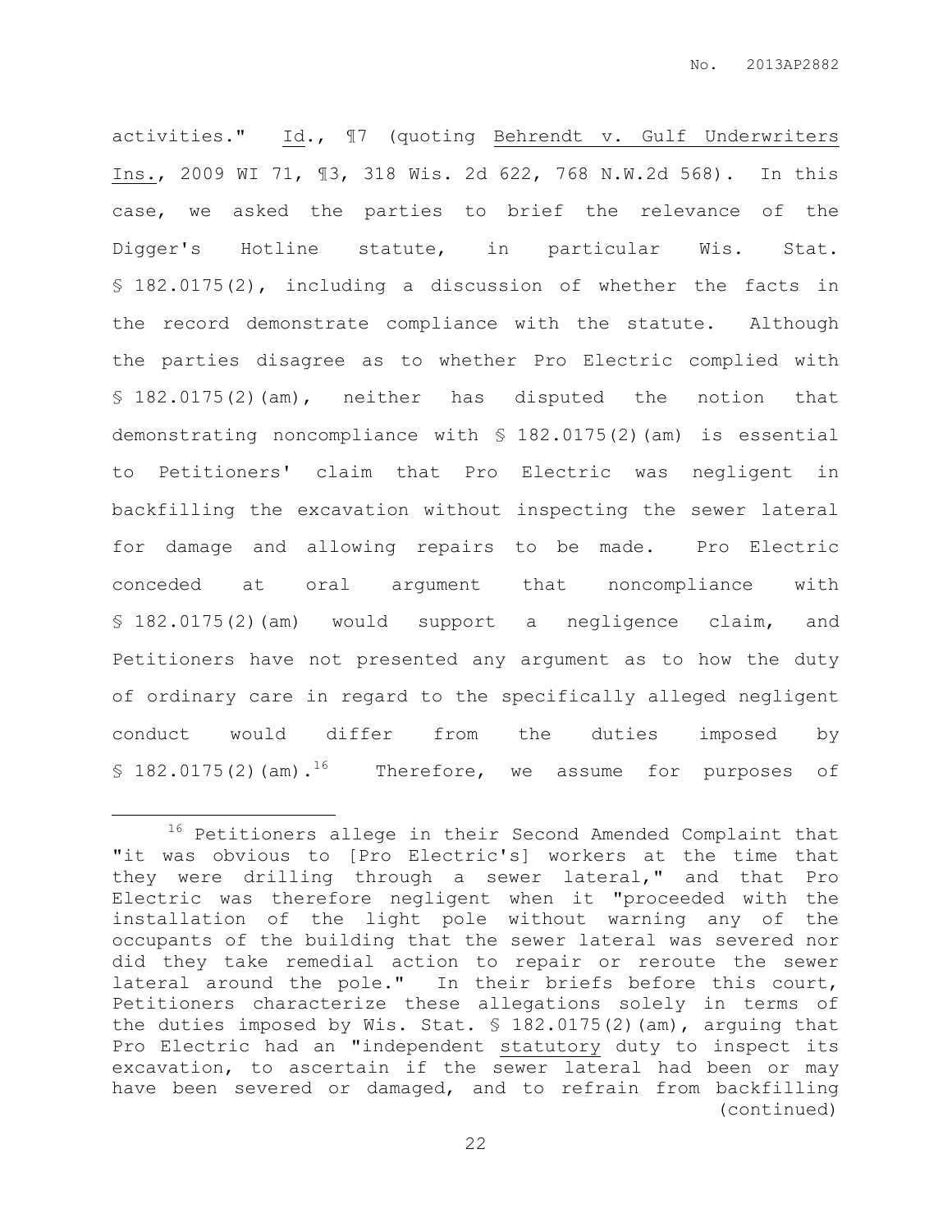activities." Id., ¶7 (quoting Behrendt v. Gulf Underwriters Ins., 2009 WI 71, ¶3, 318 Wis. 2d 622, 768 N.W.2d 568). In this case, we asked the parties to brief the relevance of the Digger's Hotline statute, in particular Wis. Stat. § 182.0175(2), including a discussion of whether the facts in the record demonstrate compliance with the statute. Although the parties disagree as to whether Pro Electric complied with § 182.0175(2)(am), neither has disputed the notion that demonstrating noncompliance with § 182.0175(2)(am) is essential to Petitioners' claim that Pro Electric was negligent in backfilling the excavation without inspecting the sewer lateral for damage and allowing repairs to be made. Pro Electric conceded at oral argument that noncompliance with § 182.0175(2)(am) would support a negligence claim, and Petitioners have not presented any argument as to how the duty of ordinary care in regard to the specifically alleged negligent conduct would differ from the duties imposed by § 182.0175(2)(am).[16] Therefore, we assume for purposes of

---

[16] Petitioners allege in their Second Amended Complaint that "it was obvious to [Pro Electric's] workers at the time that they were drilling through a sewer lateral," and that Pro Electric was therefore negligent when it "proceeded with the installation of the light pole without warning any of the occupants of the building that the sewer lateral was severed nor did they take remedial action to repair or reroute the sewer lateral around the pole." In their briefs before this court, Petitioners characterize these allegations solely in terms of the duties imposed by Wis. Stat. § 182.0175(2)(am), arguing that Pro Electric had an "independent statutory duty to inspect its excavation, to ascertain if the sewer lateral had been or may have been severed or damaged, and to refrain from backfilling (continued)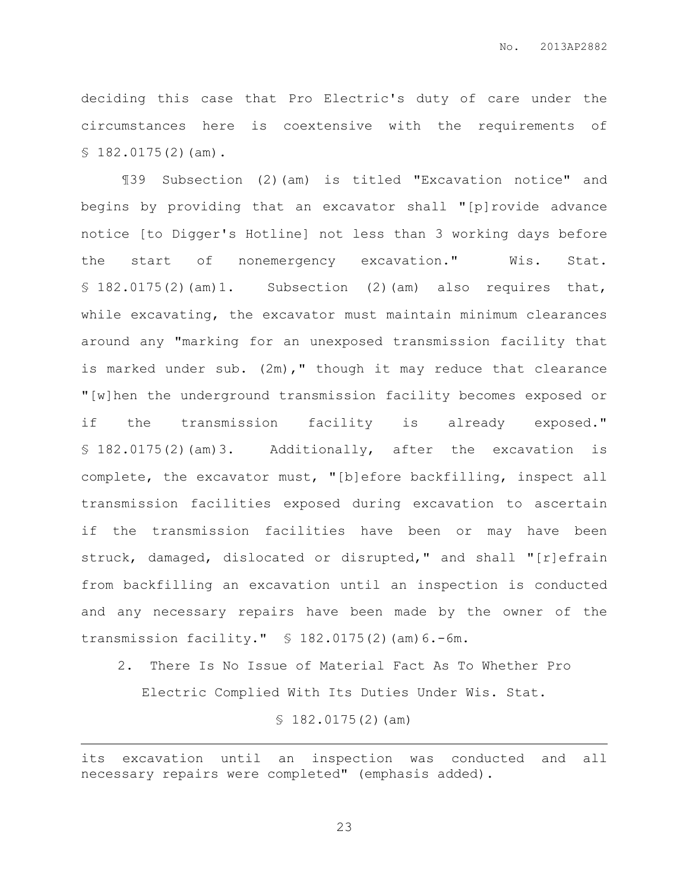deciding this case that Pro Electric's duty of care under the circumstances here is coextensive with the requirements of § 182.0175(2)(am).

¶39 Subsection (2)(am) is titled "Excavation notice" and begins by providing that an excavator shall "[p]rovide advance notice [to Digger's Hotline] not less than 3 working days before the start of nonemergency excavation." Wis. Stat. § 182.0175(2)(am)1. Subsection (2)(am) also requires that, while excavating, the excavator must maintain minimum clearances around any "marking for an unexposed transmission facility that is marked under sub. (2m)," though it may reduce that clearance "[w]hen the underground transmission facility becomes exposed or if the transmission facility is already exposed." § 182.0175(2)(am)3. Additionally, after the excavation is complete, the excavator must, "[b]efore backfilling, inspect all transmission facilities exposed during excavation to ascertain if the transmission facilities have been or may have been struck, damaged, dislocated or disrupted," and shall "[r]efrain from backfilling an excavation until an inspection is conducted and any necessary repairs have been made by the owner of the transmission facility." § 182.0175(2)(am)6.-6m.

2. There Is No Issue of Material Fact As To Whether Pro Electric Complied With Its Duties Under Wis. Stat. § 182.0175(2)(am)

---

its excavation until an inspection was conducted and all necessary repairs were completed" (emphasis added).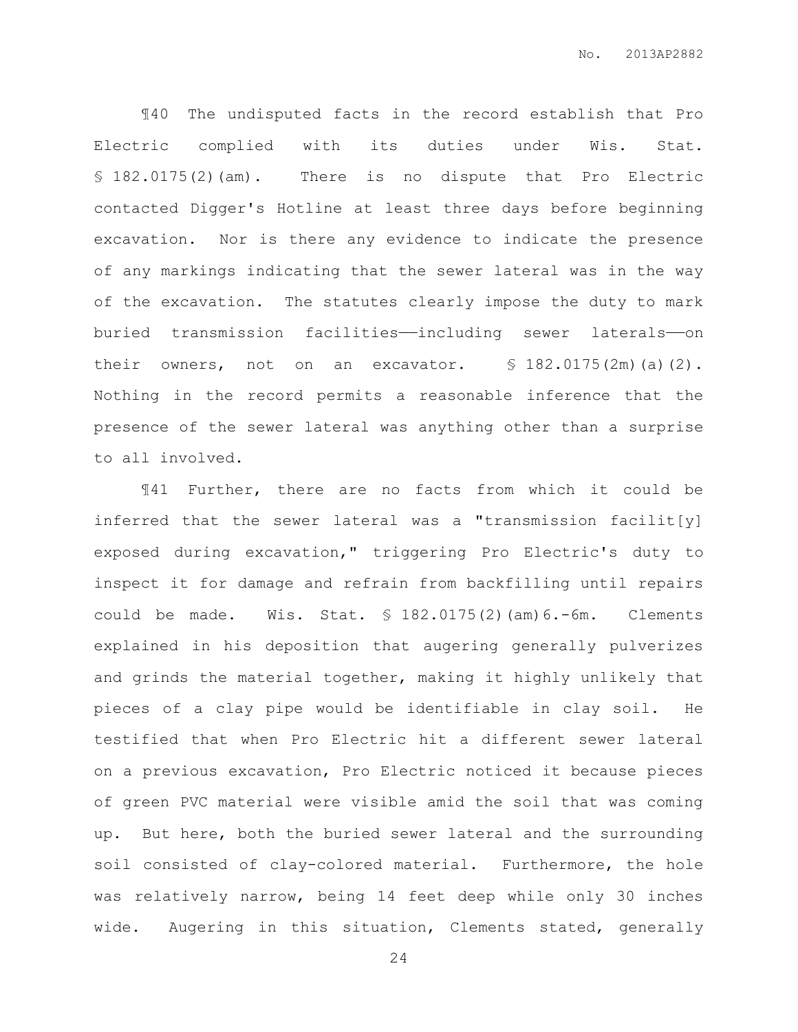¶40 The undisputed facts in the record establish that Pro Electric complied with its duties under Wis. Stat. § 182.0175(2)(am). There is no dispute that Pro Electric contacted Digger's Hotline at least three days before beginning excavation. Nor is there any evidence to indicate the presence of any markings indicating that the sewer lateral was in the way of the excavation. The statutes clearly impose the duty to mark buried transmission facilities——including sewer laterals——on their owners, not on an excavator. § 182.0175(2m)(a)(2). Nothing in the record permits a reasonable inference that the presence of the sewer lateral was anything other than a surprise to all involved.

¶41 Further, there are no facts from which it could be inferred that the sewer lateral was a "transmission facilit[y] exposed during excavation," triggering Pro Electric's duty to inspect it for damage and refrain from backfilling until repairs could be made. Wis. Stat. § 182.0175(2)(am)6.-6m. Clements explained in his deposition that augering generally pulverizes and grinds the material together, making it highly unlikely that pieces of a clay pipe would be identifiable in clay soil. He testified that when Pro Electric hit a different sewer lateral on a previous excavation, Pro Electric noticed it because pieces of green PVC material were visible amid the soil that was coming up. But here, both the buried sewer lateral and the surrounding soil consisted of clay-colored material. Furthermore, the hole was relatively narrow, being 14 feet deep while only 30 inches wide. Augering in this situation, Clements stated, generally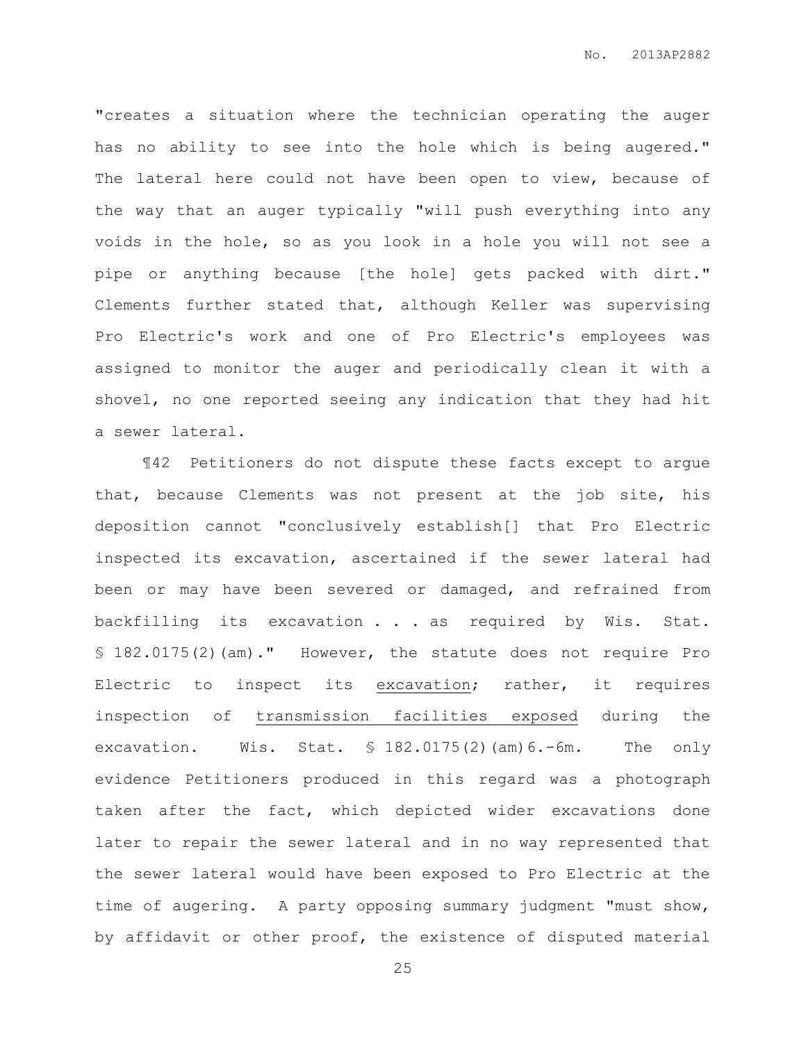"creates a situation where the technician operating the auger has no ability to see into the hole which is being augered." The lateral here could not have been open to view, because of the way that an auger typically "will push everything into any voids in the hole, so as you look in a hole you will not see a pipe or anything because [the hole] gets packed with dirt." Clements further stated that, although Keller was supervising Pro Electric's work and one of Pro Electric's employees was assigned to monitor the auger and periodically clean it with a shovel, no one reported seeing any indication that they had hit a sewer lateral.

¶42 Petitioners do not dispute these facts except to argue that, because Clements was not present at the job site, his deposition cannot "conclusively establish[] that Pro Electric inspected its excavation, ascertained if the sewer lateral had been or may have been severed or damaged, and refrained from backfilling its excavation . . . as required by Wis. Stat. § 182.0175(2)(am)." However, the statute does not require Pro Electric to inspect its <u>excavation</u>; rather, it requires inspection of <u>transmission facilities exposed</u> during the excavation. Wis. Stat. § 182.0175(2)(am)6.-6m. The only evidence Petitioners produced in this regard was a photograph taken after the fact, which depicted wider excavations done later to repair the sewer lateral and in no way represented that the sewer lateral would have been exposed to Pro Electric at the time of augering. A party opposing summary judgment "must show, by affidavit or other proof, the existence of disputed material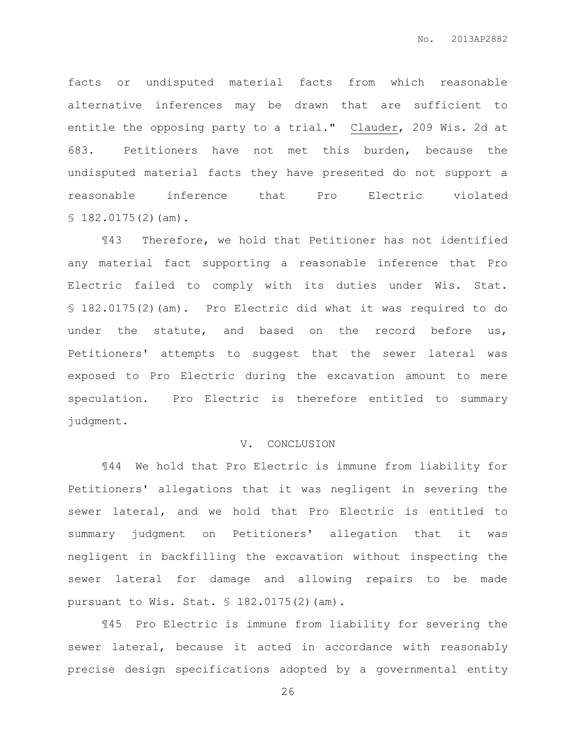facts or undisputed material facts from which reasonable alternative inferences may be drawn that are sufficient to entitle the opposing party to a trial." Clauder, 209 Wis. 2d at 683. Petitioners have not met this burden, because the undisputed material facts they have presented do not support a reasonable inference that Pro Electric violated § 182.0175(2)(am).

¶43 Therefore, we hold that Petitioner has not identified any material fact supporting a reasonable inference that Pro Electric failed to comply with its duties under Wis. Stat. § 182.0175(2)(am). Pro Electric did what it was required to do under the statute, and based on the record before us, Petitioners' attempts to suggest that the sewer lateral was exposed to Pro Electric during the excavation amount to mere speculation. Pro Electric is therefore entitled to summary judgment.

## V. CONCLUSION

¶44 We hold that Pro Electric is immune from liability for Petitioners' allegations that it was negligent in severing the sewer lateral, and we hold that Pro Electric is entitled to summary judgment on Petitioners' allegation that it was negligent in backfilling the excavation without inspecting the sewer lateral for damage and allowing repairs to be made pursuant to Wis. Stat. § 182.0175(2)(am).

¶45 Pro Electric is immune from liability for severing the sewer lateral, because it acted in accordance with reasonably precise design specifications adopted by a governmental entity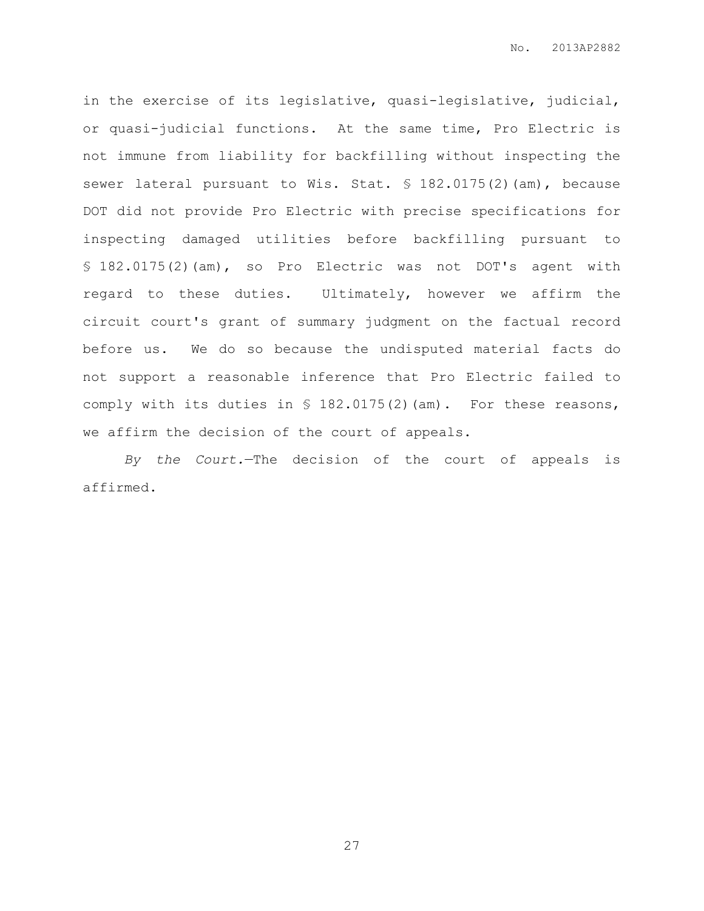in the exercise of its legislative, quasi-legislative, judicial, or quasi-judicial functions. At the same time, Pro Electric is not immune from liability for backfilling without inspecting the sewer lateral pursuant to Wis. Stat. § 182.0175(2)(am), because DOT did not provide Pro Electric with precise specifications for inspecting damaged utilities before backfilling pursuant to § 182.0175(2)(am), so Pro Electric was not DOT's agent with regard to these duties. Ultimately, however we affirm the circuit court's grant of summary judgment on the factual record before us. We do so because the undisputed material facts do not support a reasonable inference that Pro Electric failed to comply with its duties in § 182.0175(2)(am). For these reasons, we affirm the decision of the court of appeals.

*By the Court.*—The decision of the court of appeals is affirmed.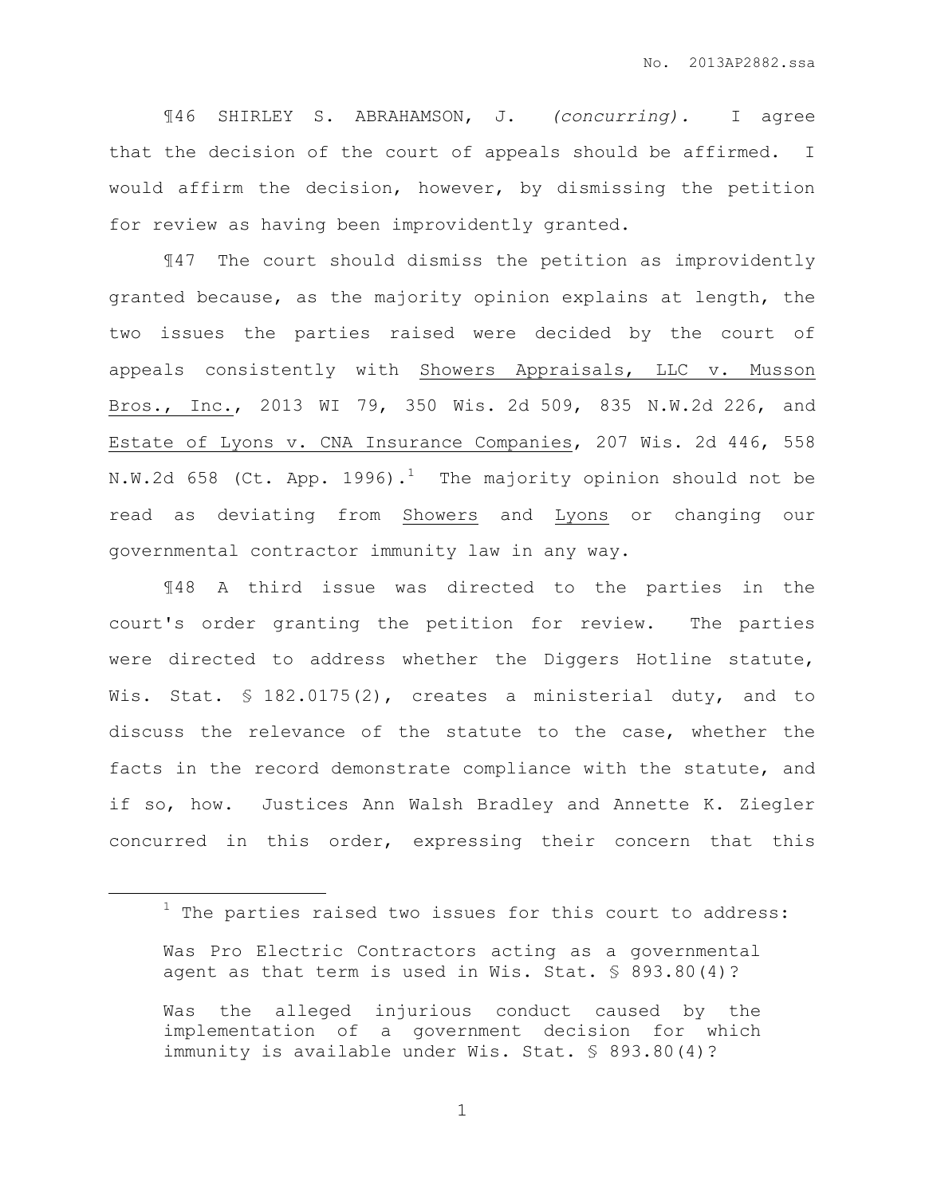¶46 SHIRLEY S. ABRAHAMSON, J. *(concurring).* I agree that the decision of the court of appeals should be affirmed. I would affirm the decision, however, by dismissing the petition for review as having been improvidently granted.

¶47 The court should dismiss the petition as improvidently granted because, as the majority opinion explains at length, the two issues the parties raised were decided by the court of appeals consistently with Showers Appraisals, LLC v. Musson Bros., Inc., 2013 WI 79, 350 Wis. 2d 509, 835 N.W.2d 226, and Estate of Lyons v. CNA Insurance Companies, 207 Wis. 2d 446, 558 N.W.2d 658 (Ct. App. 1996).[1] The majority opinion should not be read as deviating from Showers and Lyons or changing our governmental contractor immunity law in any way.

¶48 A third issue was directed to the parties in the court's order granting the petition for review. The parties were directed to address whether the Diggers Hotline statute, Wis. Stat. § 182.0175(2), creates a ministerial duty, and to discuss the relevance of the statute to the case, whether the facts in the record demonstrate compliance with the statute, and if so, how. Justices Ann Walsh Bradley and Annette K. Ziegler concurred in this order, expressing their concern that this

---

[1] The parties raised two issues for this court to address:

> Was Pro Electric Contractors acting as a governmental agent as that term is used in Wis. Stat. § 893.80(4)?
>
> Was the alleged injurious conduct caused by the implementation of a government decision for which immunity is available under Wis. Stat. § 893.80(4)?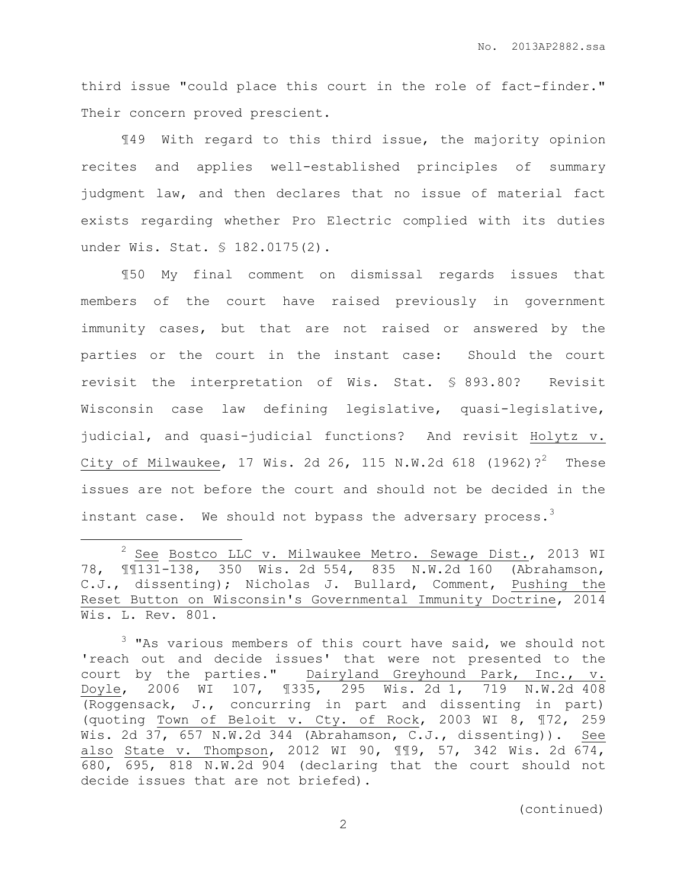third issue "could place this court in the role of fact-finder." Their concern proved prescient.

¶49 With regard to this third issue, the majority opinion recites and applies well-established principles of summary judgment law, and then declares that no issue of material fact exists regarding whether Pro Electric complied with its duties under Wis. Stat. § 182.0175(2).

¶50 My final comment on dismissal regards issues that members of the court have raised previously in government immunity cases, but that are not raised or answered by the parties or the court in the instant case: Should the court revisit the interpretation of Wis. Stat. § 893.80? Revisit Wisconsin case law defining legislative, quasi-legislative, judicial, and quasi-judicial functions? And revisit Holytz v. City of Milwaukee, 17 Wis. 2d 26, 115 N.W.2d 618 (1962)?[2] These issues are not before the court and should not be decided in the instant case. We should not bypass the adversary process.[3]

---

[2] See Bostco LLC v. Milwaukee Metro. Sewage Dist., 2013 WI 78, ¶¶131-138, 350 Wis. 2d 554, 835 N.W.2d 160 (Abrahamson, C.J., dissenting); Nicholas J. Bullard, Comment, Pushing the Reset Button on Wisconsin's Governmental Immunity Doctrine, 2014 Wis. L. Rev. 801.

[3] "As various members of this court have said, we should not 'reach out and decide issues' that were not presented to the court by the parties." Dairyland Greyhound Park, Inc., v. Doyle, 2006 WI 107, ¶335, 295 Wis. 2d 1, 719 N.W.2d 408 (Roggensack, J., concurring in part and dissenting in part) (quoting Town of Beloit v. Cty. of Rock, 2003 WI 8, ¶72, 259 Wis. 2d 37, 657 N.W.2d 344 (Abrahamson, C.J., dissenting)). See also State v. Thompson, 2012 WI 90, ¶¶9, 57, 342 Wis. 2d 674, 680, 695, 818 N.W.2d 904 (declaring that the court should not decide issues that are not briefed).

(continued)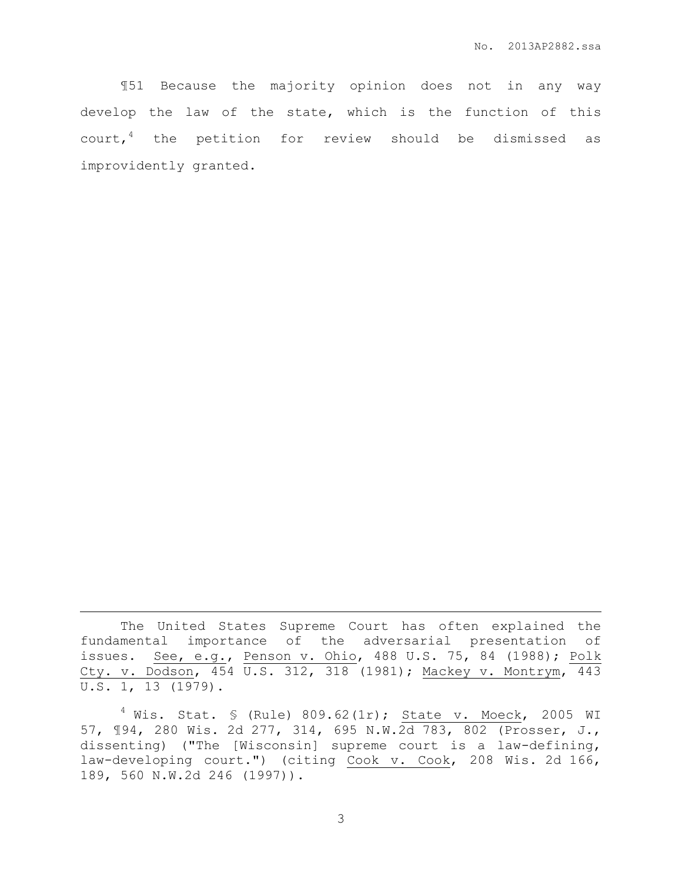¶51 Because the majority opinion does not in any way develop the law of the state, which is the function of this court,[4] the petition for review should be dismissed as improvidently granted.

---

The United States Supreme Court has often explained the fundamental importance of the adversarial presentation of issues. See, e.g., Penson v. Ohio, 488 U.S. 75, 84 (1988); Polk Cty. v. Dodson, 454 U.S. 312, 318 (1981); Mackey v. Montrym, 443 U.S. 1, 13 (1979).

[4] Wis. Stat. § (Rule) 809.62(1r); State v. Moeck, 2005 WI 57, ¶94, 280 Wis. 2d 277, 314, 695 N.W.2d 783, 802 (Prosser, J., dissenting) ("The [Wisconsin] supreme court is a law-defining, law-developing court.") (citing Cook v. Cook, 208 Wis. 2d 166, 189, 560 N.W.2d 246 (1997)).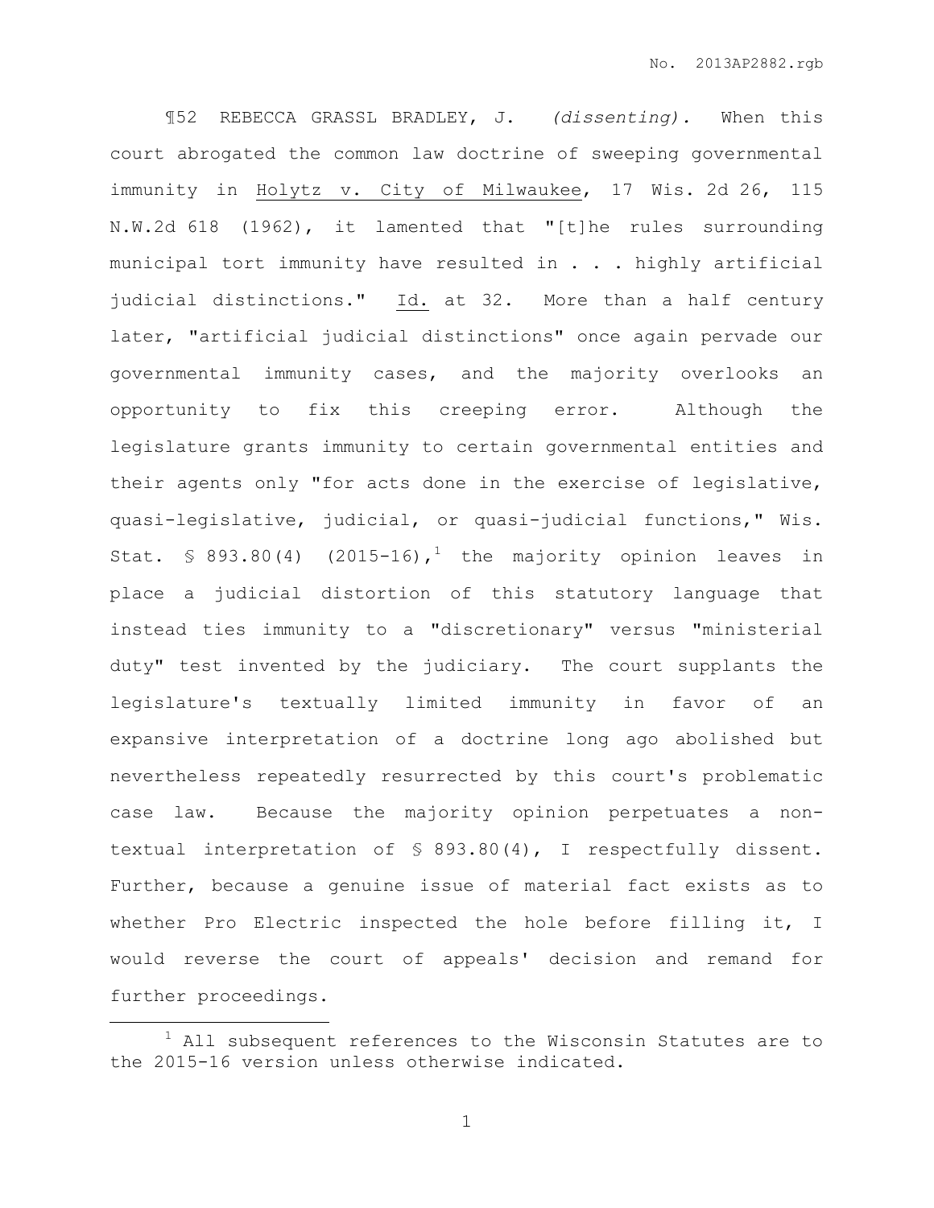¶52 REBECCA GRASSL BRADLEY, J. *(dissenting).* When this court abrogated the common law doctrine of sweeping governmental immunity in Holytz v. City of Milwaukee, 17 Wis. 2d 26, 115 N.W.2d 618 (1962), it lamented that "[t]he rules surrounding municipal tort immunity have resulted in . . . highly artificial judicial distinctions." Id. at 32. More than a half century later, "artificial judicial distinctions" once again pervade our governmental immunity cases, and the majority overlooks an opportunity to fix this creeping error. Although the legislature grants immunity to certain governmental entities and their agents only "for acts done in the exercise of legislative, quasi-legislative, judicial, or quasi-judicial functions," Wis. Stat. § 893.80(4) (2015-16),[1] the majority opinion leaves in place a judicial distortion of this statutory language that instead ties immunity to a "discretionary" versus "ministerial duty" test invented by the judiciary. The court supplants the legislature's textually limited immunity in favor of an expansive interpretation of a doctrine long ago abolished but nevertheless repeatedly resurrected by this court's problematic case law. Because the majority opinion perpetuates a non-textual interpretation of § 893.80(4), I respectfully dissent. Further, because a genuine issue of material fact exists as to whether Pro Electric inspected the hole before filling it, I would reverse the court of appeals' decision and remand for further proceedings.

---

[1] All subsequent references to the Wisconsin Statutes are to the 2015-16 version unless otherwise indicated.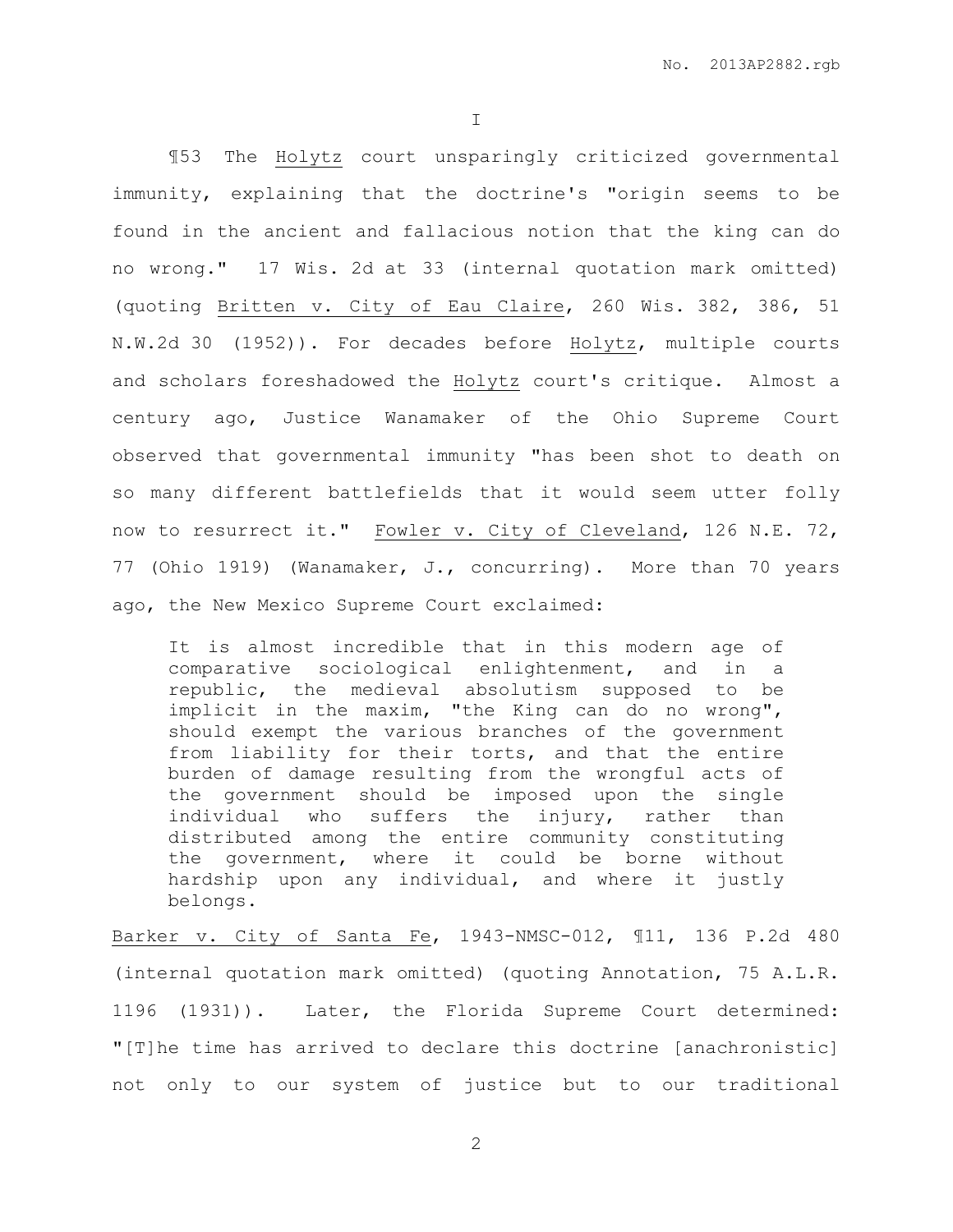I

¶53 The Holytz court unsparingly criticized governmental immunity, explaining that the doctrine's "origin seems to be found in the ancient and fallacious notion that the king can do no wrong." 17 Wis. 2d at 33 (internal quotation mark omitted) (quoting Britten v. City of Eau Claire, 260 Wis. 382, 386, 51 N.W.2d 30 (1952)). For decades before Holytz, multiple courts and scholars foreshadowed the Holytz court's critique. Almost a century ago, Justice Wanamaker of the Ohio Supreme Court observed that governmental immunity "has been shot to death on so many different battlefields that it would seem utter folly now to resurrect it." Fowler v. City of Cleveland, 126 N.E. 72, 77 (Ohio 1919) (Wanamaker, J., concurring). More than 70 years ago, the New Mexico Supreme Court exclaimed:

> It is almost incredible that in this modern age of comparative sociological enlightenment, and in a republic, the medieval absolutism supposed to be implicit in the maxim, "the King can do no wrong", should exempt the various branches of the government from liability for their torts, and that the entire burden of damage resulting from the wrongful acts of the government should be imposed upon the single individual who suffers the injury, rather than distributed among the entire community constituting the government, where it could be borne without hardship upon any individual, and where it justly belongs.

Barker v. City of Santa Fe, 1943-NMSC-012, ¶11, 136 P.2d 480 (internal quotation mark omitted) (quoting Annotation, 75 A.L.R. 1196 (1931)). Later, the Florida Supreme Court determined: "[T]he time has arrived to declare this doctrine [anachronistic] not only to our system of justice but to our traditional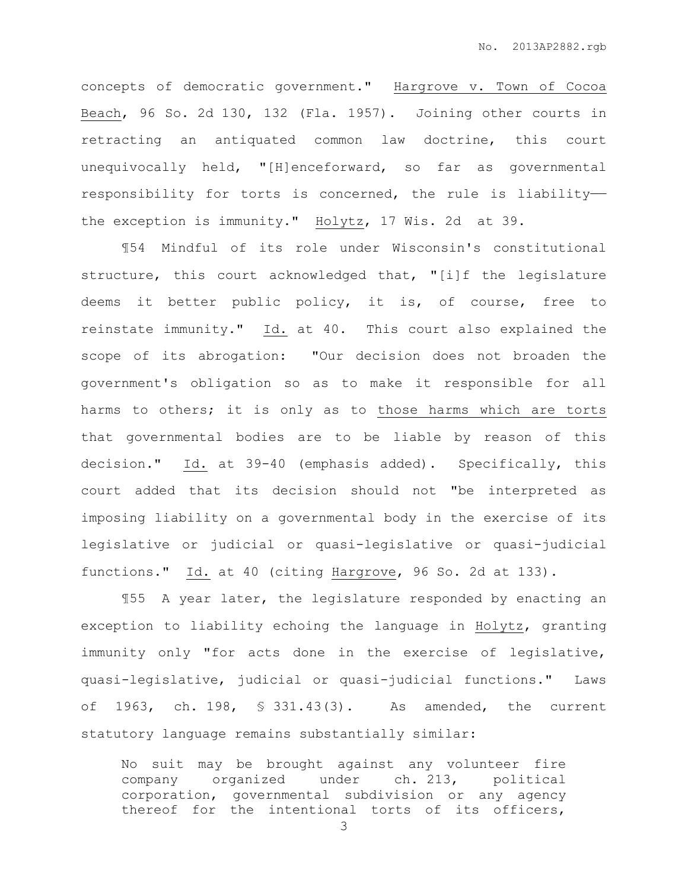concepts of democratic government." Hargrove v. Town of Cocoa Beach, 96 So. 2d 130, 132 (Fla. 1957). Joining other courts in retracting an antiquated common law doctrine, this court unequivocally held, "[H]enceforward, so far as governmental responsibility for torts is concerned, the rule is liability—the exception is immunity." Holytz, 17 Wis. 2d at 39.

¶54 Mindful of its role under Wisconsin's constitutional structure, this court acknowledged that, "[i]f the legislature deems it better public policy, it is, of course, free to reinstate immunity." Id. at 40. This court also explained the scope of its abrogation: "Our decision does not broaden the government's obligation so as to make it responsible for all harms to others; it is only as to those harms which are torts that governmental bodies are to be liable by reason of this decision." Id. at 39-40 (emphasis added). Specifically, this court added that its decision should not "be interpreted as imposing liability on a governmental body in the exercise of its legislative or judicial or quasi-legislative or quasi-judicial functions." Id. at 40 (citing Hargrove, 96 So. 2d at 133).

¶55 A year later, the legislature responded by enacting an exception to liability echoing the language in Holytz, granting immunity only "for acts done in the exercise of legislative, quasi-legislative, judicial or quasi-judicial functions." Laws of 1963, ch. 198, § 331.43(3). As amended, the current statutory language remains substantially similar:

> No suit may be brought against any volunteer fire company organized under ch. 213, political corporation, governmental subdivision or any agency thereof for the intentional torts of its officers,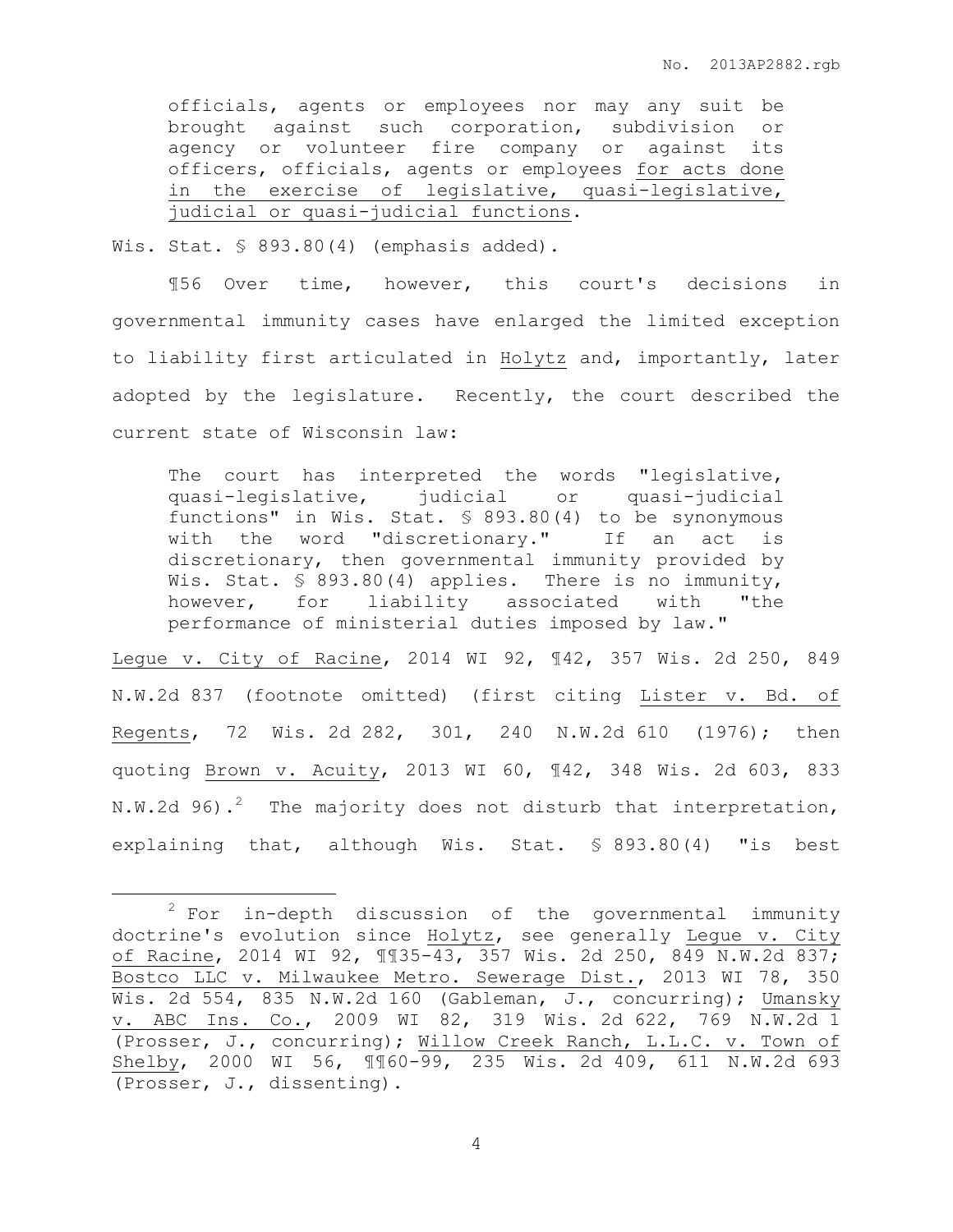> officials, agents or employees nor may any suit be brought against such corporation, subdivision or agency or volunteer fire company or against its officers, officials, agents or employees <u>for acts done in the exercise of legislative, quasi-legislative, judicial or quasi-judicial functions</u>.

Wis. Stat. § 893.80(4) (emphasis added).

¶56 Over time, however, this court's decisions in governmental immunity cases have enlarged the limited exception to liability first articulated in <u>Holytz</u> and, importantly, later adopted by the legislature. Recently, the court described the current state of Wisconsin law:

> The court has interpreted the words "legislative, quasi-legislative, judicial or quasi-judicial functions" in Wis. Stat. § 893.80(4) to be synonymous with the word "discretionary." If an act is discretionary, then governmental immunity provided by Wis. Stat. § 893.80(4) applies. There is no immunity, however, for liability associated with "the performance of ministerial duties imposed by law."

<u>Legue v. City of Racine</u>, 2014 WI 92, ¶42, 357 Wis. 2d 250, 849 N.W.2d 837 (footnote omitted) (first citing <u>Lister v. Bd. of Regents</u>, 72 Wis. 2d 282, 301, 240 N.W.2d 610 (1976); then quoting <u>Brown v. Acuity</u>, 2013 WI 60, ¶42, 348 Wis. 2d 603, 833 N.W.2d 96).[2] The majority does not disturb that interpretation, explaining that, although Wis. Stat. § 893.80(4) "is best

---

[2] For in-depth discussion of the governmental immunity doctrine's evolution since <u>Holytz</u>, see generally <u>Legue v. City of Racine</u>, 2014 WI 92, ¶¶35-43, 357 Wis. 2d 250, 849 N.W.2d 837; <u>Bostco LLC v. Milwaukee Metro. Sewerage Dist.</u>, 2013 WI 78, 350 Wis. 2d 554, 835 N.W.2d 160 (Gableman, J., concurring); <u>Umansky v. ABC Ins. Co.</u>, 2009 WI 82, 319 Wis. 2d 622, 769 N.W.2d 1 (Prosser, J., concurring); <u>Willow Creek Ranch, L.L.C. v. Town of Shelby</u>, 2000 WI 56, ¶¶60-99, 235 Wis. 2d 409, 611 N.W.2d 693 (Prosser, J., dissenting).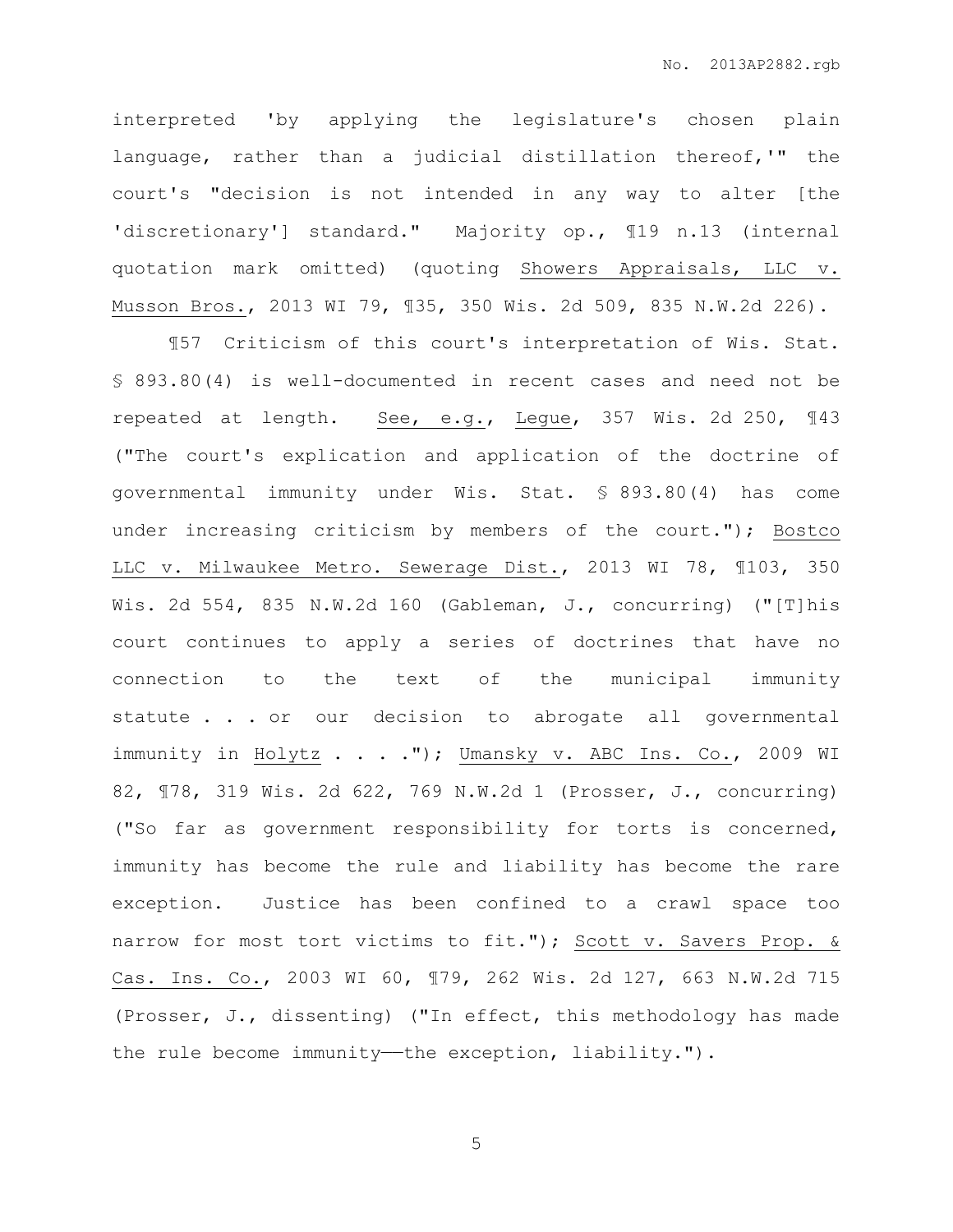interpreted 'by applying the legislature's chosen plain language, rather than a judicial distillation thereof,'" the court's "decision is not intended in any way to alter [the 'discretionary'] standard." Majority op., ¶19 n.13 (internal quotation mark omitted) (quoting Showers Appraisals, LLC v. Musson Bros., 2013 WI 79, ¶35, 350 Wis. 2d 509, 835 N.W.2d 226).

¶57 Criticism of this court's interpretation of Wis. Stat. § 893.80(4) is well-documented in recent cases and need not be repeated at length. See, e.g., Legue, 357 Wis. 2d 250, ¶43 ("The court's explication and application of the doctrine of governmental immunity under Wis. Stat. § 893.80(4) has come under increasing criticism by members of the court."); Bostco LLC v. Milwaukee Metro. Sewerage Dist., 2013 WI 78, ¶103, 350 Wis. 2d 554, 835 N.W.2d 160 (Gableman, J., concurring) ("[T]his court continues to apply a series of doctrines that have no connection to the text of the municipal immunity statute . . . or our decision to abrogate all governmental immunity in Holytz . . . ."); Umansky v. ABC Ins. Co., 2009 WI 82, ¶78, 319 Wis. 2d 622, 769 N.W.2d 1 (Prosser, J., concurring) ("So far as government responsibility for torts is concerned, immunity has become the rule and liability has become the rare exception. Justice has been confined to a crawl space too narrow for most tort victims to fit."); Scott v. Savers Prop. & Cas. Ins. Co., 2003 WI 60, ¶79, 262 Wis. 2d 127, 663 N.W.2d 715 (Prosser, J., dissenting) ("In effect, this methodology has made the rule become immunity——the exception, liability.").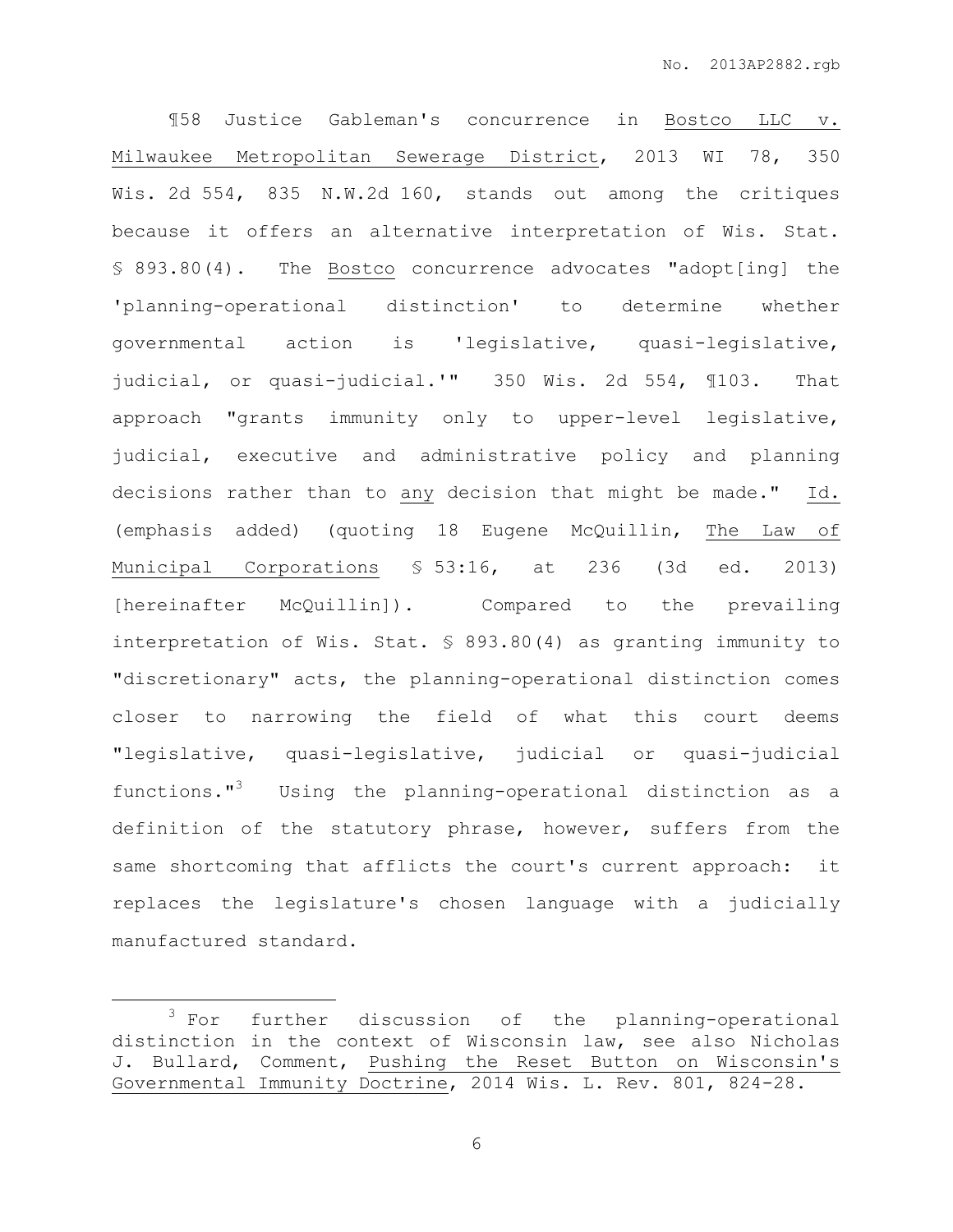¶58 Justice Gableman's concurrence in Bostco LLC v. Milwaukee Metropolitan Sewerage District, 2013 WI 78, 350 Wis. 2d 554, 835 N.W.2d 160, stands out among the critiques because it offers an alternative interpretation of Wis. Stat. § 893.80(4). The Bostco concurrence advocates "adopt[ing] the 'planning-operational distinction' to determine whether governmental action is 'legislative, quasi-legislative, judicial, or quasi-judicial.'" 350 Wis. 2d 554, ¶103. That approach "grants immunity only to upper-level legislative, judicial, executive and administrative policy and planning decisions rather than to any decision that might be made." Id. (emphasis added) (quoting 18 Eugene McQuillin, The Law of Municipal Corporations § 53:16, at 236 (3d ed. 2013) [hereinafter McQuillin]). Compared to the prevailing interpretation of Wis. Stat. § 893.80(4) as granting immunity to "discretionary" acts, the planning-operational distinction comes closer to narrowing the field of what this court deems "legislative, quasi-legislative, judicial or quasi-judicial functions."[3] Using the planning-operational distinction as a definition of the statutory phrase, however, suffers from the same shortcoming that afflicts the court's current approach: it replaces the legislature's chosen language with a judicially manufactured standard.

---

[3] For further discussion of the planning-operational distinction in the context of Wisconsin law, see also Nicholas J. Bullard, Comment, Pushing the Reset Button on Wisconsin's Governmental Immunity Doctrine, 2014 Wis. L. Rev. 801, 824-28.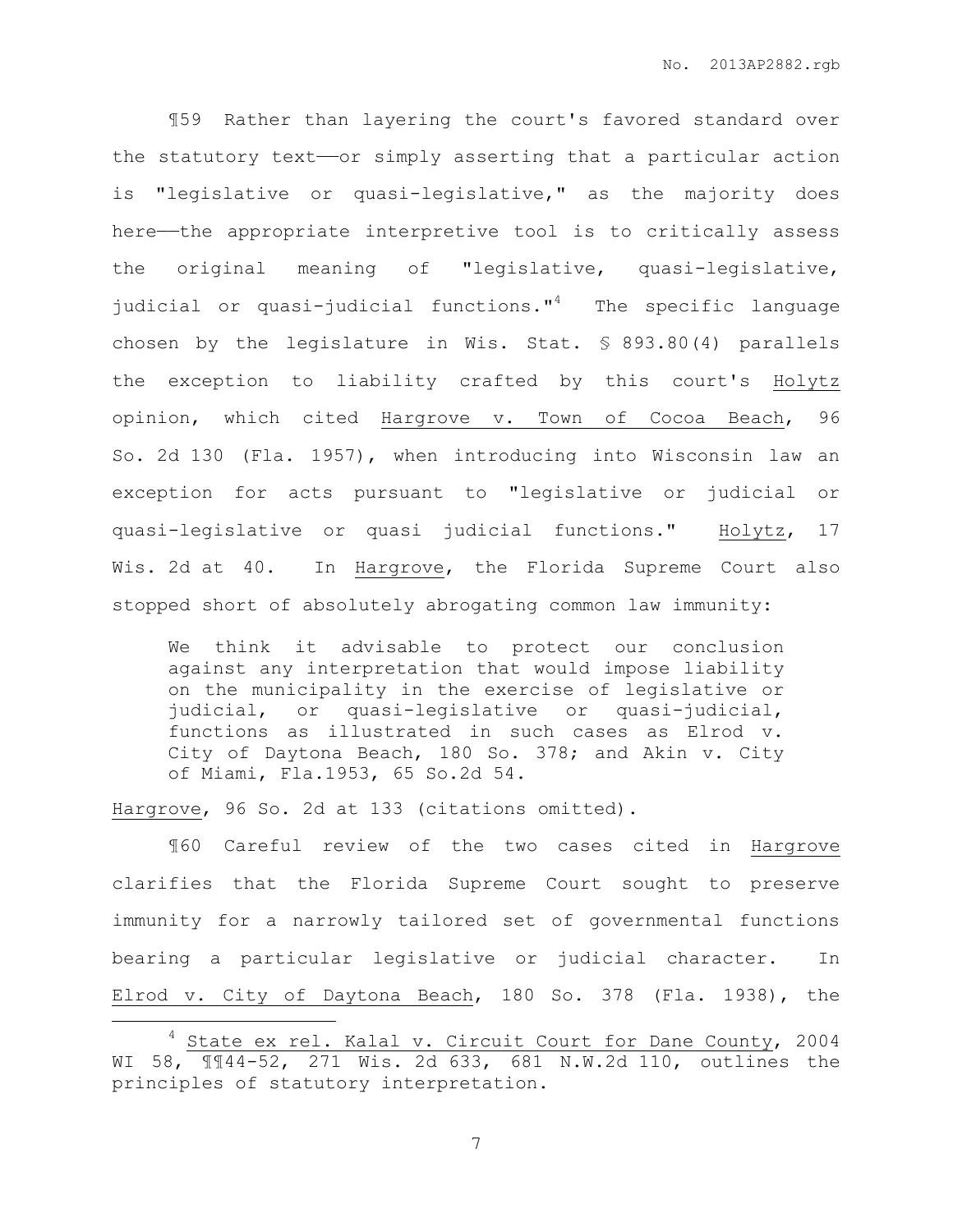¶59 Rather than layering the court's favored standard over the statutory text——or simply asserting that a particular action is "legislative or quasi-legislative," as the majority does here——the appropriate interpretive tool is to critically assess the original meaning of "legislative, quasi-legislative, judicial or quasi-judicial functions."[4] The specific language chosen by the legislature in Wis. Stat. § 893.80(4) parallels the exception to liability crafted by this court's Holytz opinion, which cited Hargrove v. Town of Cocoa Beach, 96 So. 2d 130 (Fla. 1957), when introducing into Wisconsin law an exception for acts pursuant to "legislative or judicial or quasi-legislative or quasi judicial functions." Holytz, 17 Wis. 2d at 40. In Hargrove, the Florida Supreme Court also stopped short of absolutely abrogating common law immunity:

> We think it advisable to protect our conclusion against any interpretation that would impose liability on the municipality in the exercise of legislative or judicial, or quasi-legislative or quasi-judicial, functions as illustrated in such cases as Elrod v. City of Daytona Beach, 180 So. 378; and Akin v. City of Miami, Fla.1953, 65 So.2d 54.

Hargrove, 96 So. 2d at 133 (citations omitted).

¶60 Careful review of the two cases cited in Hargrove clarifies that the Florida Supreme Court sought to preserve immunity for a narrowly tailored set of governmental functions bearing a particular legislative or judicial character. In Elrod v. City of Daytona Beach, 180 So. 378 (Fla. 1938), the

---

[4] State ex rel. Kalal v. Circuit Court for Dane County, 2004 WI 58, ¶¶44-52, 271 Wis. 2d 633, 681 N.W.2d 110, outlines the principles of statutory interpretation.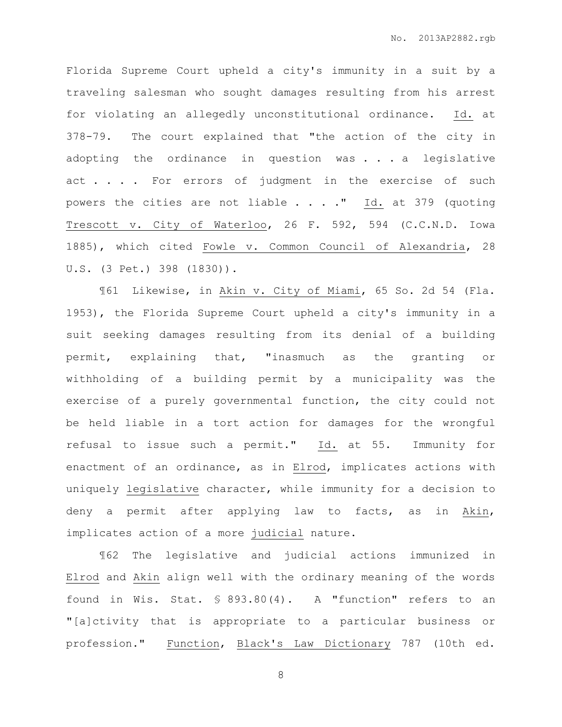Florida Supreme Court upheld a city's immunity in a suit by a traveling salesman who sought damages resulting from his arrest for violating an allegedly unconstitutional ordinance. Id. at 378-79. The court explained that "the action of the city in adopting the ordinance in question was . . . a legislative act . . . . For errors of judgment in the exercise of such powers the cities are not liable . . . ." Id. at 379 (quoting Trescott v. City of Waterloo, 26 F. 592, 594 (C.C.N.D. Iowa 1885), which cited Fowle v. Common Council of Alexandria, 28 U.S. (3 Pet.) 398 (1830)).

¶61 Likewise, in Akin v. City of Miami, 65 So. 2d 54 (Fla. 1953), the Florida Supreme Court upheld a city's immunity in a suit seeking damages resulting from its denial of a building permit, explaining that, "inasmuch as the granting or withholding of a building permit by a municipality was the exercise of a purely governmental function, the city could not be held liable in a tort action for damages for the wrongful refusal to issue such a permit." Id. at 55. Immunity for enactment of an ordinance, as in Elrod, implicates actions with uniquely legislative character, while immunity for a decision to deny a permit after applying law to facts, as in Akin, implicates action of a more judicial nature.

¶62 The legislative and judicial actions immunized in Elrod and Akin align well with the ordinary meaning of the words found in Wis. Stat. § 893.80(4). A "function" refers to an "[a]ctivity that is appropriate to a particular business or profession." Function, Black's Law Dictionary 787 (10th ed.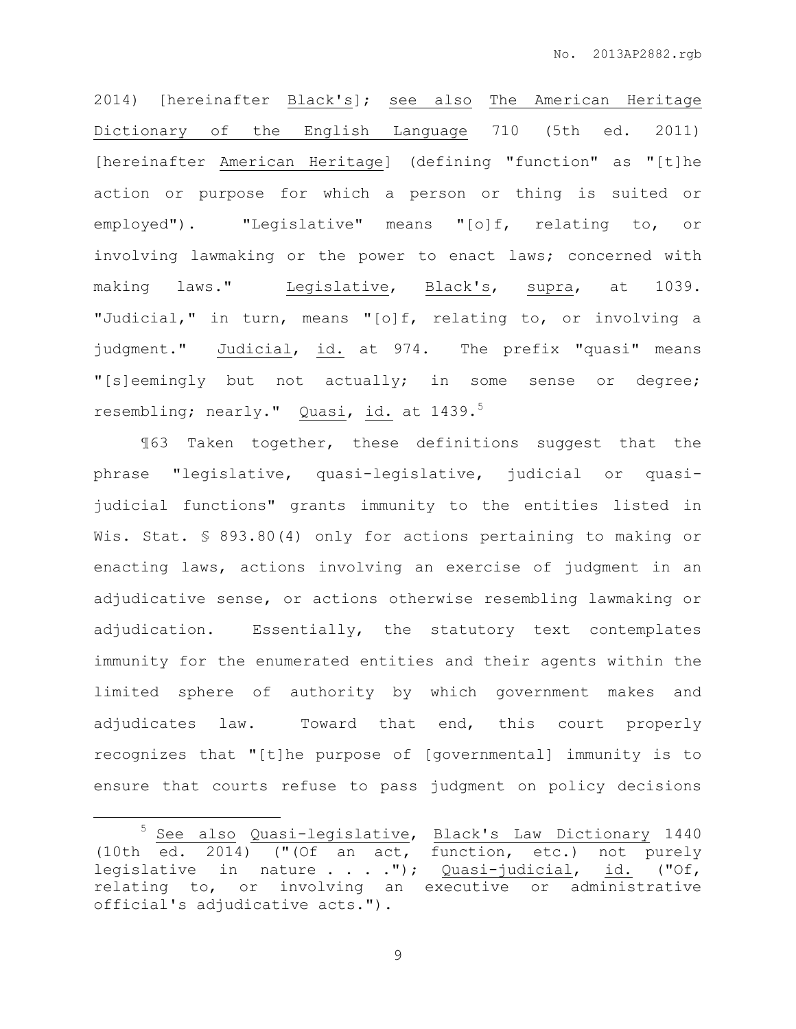2014) [hereinafter Black's]; see also The American Heritage Dictionary of the English Language 710 (5th ed. 2011) [hereinafter American Heritage] (defining "function" as "[t]he action or purpose for which a person or thing is suited or employed"). "Legislative" means "[o]f, relating to, or involving lawmaking or the power to enact laws; concerned with making laws." Legislative, Black's, supra, at 1039. "Judicial," in turn, means "[o]f, relating to, or involving a judgment." Judicial, id. at 974. The prefix "quasi" means "[s]eemingly but not actually; in some sense or degree; resembling; nearly." Quasi, id. at 1439.[5]

¶63 Taken together, these definitions suggest that the phrase "legislative, quasi-legislative, judicial or quasi-judicial functions" grants immunity to the entities listed in Wis. Stat. § 893.80(4) only for actions pertaining to making or enacting laws, actions involving an exercise of judgment in an adjudicative sense, or actions otherwise resembling lawmaking or adjudication. Essentially, the statutory text contemplates immunity for the enumerated entities and their agents within the limited sphere of authority by which government makes and adjudicates law. Toward that end, this court properly recognizes that "[t]he purpose of [governmental] immunity is to ensure that courts refuse to pass judgment on policy decisions

---

[5] See also Quasi-legislative, Black's Law Dictionary 1440 (10th ed. 2014) ("(Of an act, function, etc.) not purely legislative in nature . . . ."); Quasi-judicial, id. ("Of, relating to, or involving an executive or administrative official's adjudicative acts.").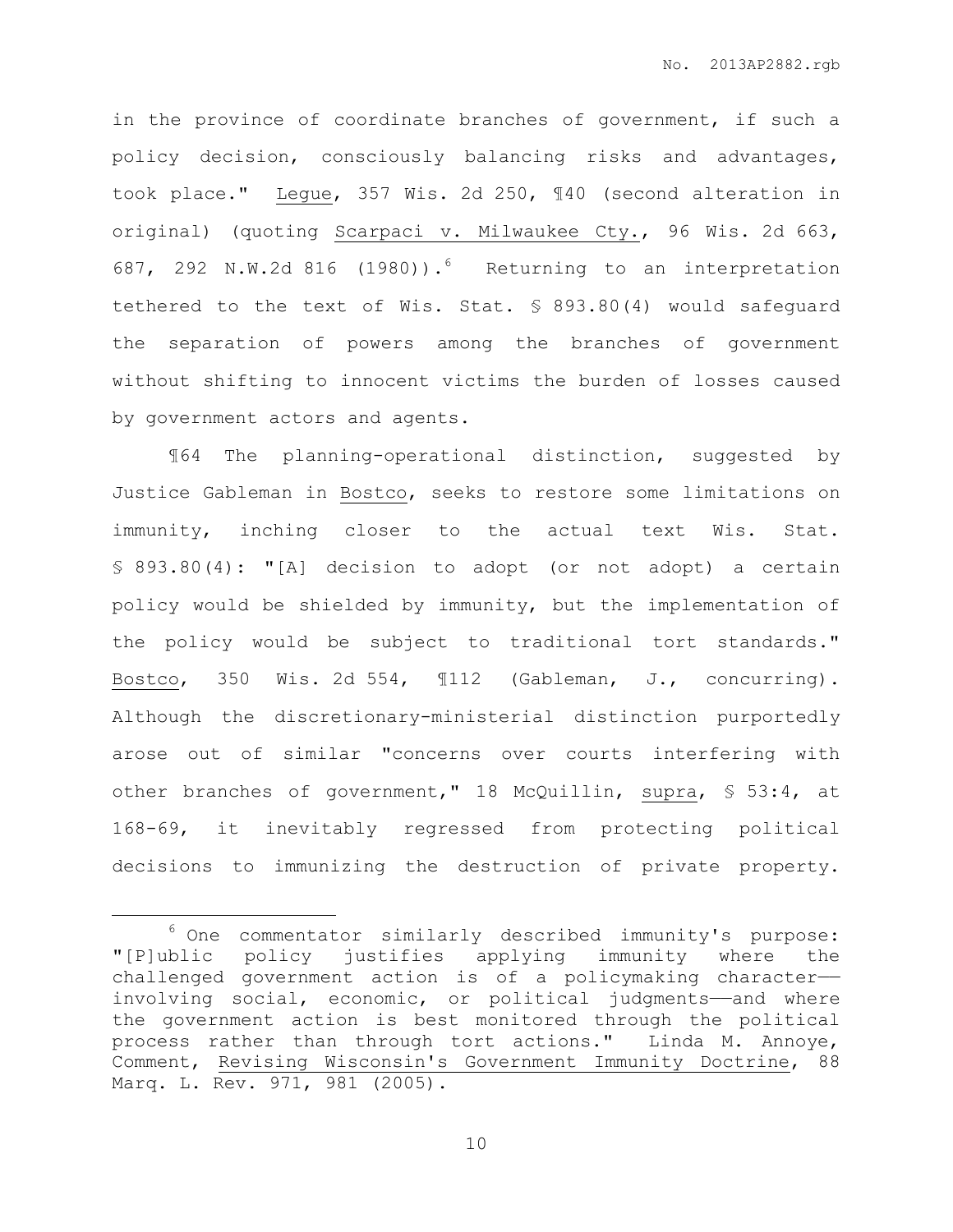in the province of coordinate branches of government, if such a policy decision, consciously balancing risks and advantages, took place." Legue, 357 Wis. 2d 250, ¶40 (second alteration in original) (quoting Scarpaci v. Milwaukee Cty., 96 Wis. 2d 663, 687, 292 N.W.2d 816 (1980)).[6] Returning to an interpretation tethered to the text of Wis. Stat. § 893.80(4) would safeguard the separation of powers among the branches of government without shifting to innocent victims the burden of losses caused by government actors and agents.

¶64 The planning-operational distinction, suggested by Justice Gableman in Bostco, seeks to restore some limitations on immunity, inching closer to the actual text Wis. Stat. § 893.80(4): "[A] decision to adopt (or not adopt) a certain policy would be shielded by immunity, but the implementation of the policy would be subject to traditional tort standards." Bostco, 350 Wis. 2d 554, ¶112 (Gableman, J., concurring). Although the discretionary-ministerial distinction purportedly arose out of similar "concerns over courts interfering with other branches of government," 18 McQuillin, supra, § 53:4, at 168-69, it inevitably regressed from protecting political decisions to immunizing the destruction of private property.

[6] One commentator similarly described immunity's purpose: "[P]ublic policy justifies applying immunity where the challenged government action is of a policymaking character——involving social, economic, or political judgments——and where the government action is best monitored through the political process rather than through tort actions." Linda M. Annoye, Comment, Revising Wisconsin's Government Immunity Doctrine, 88 Marq. L. Rev. 971, 981 (2005).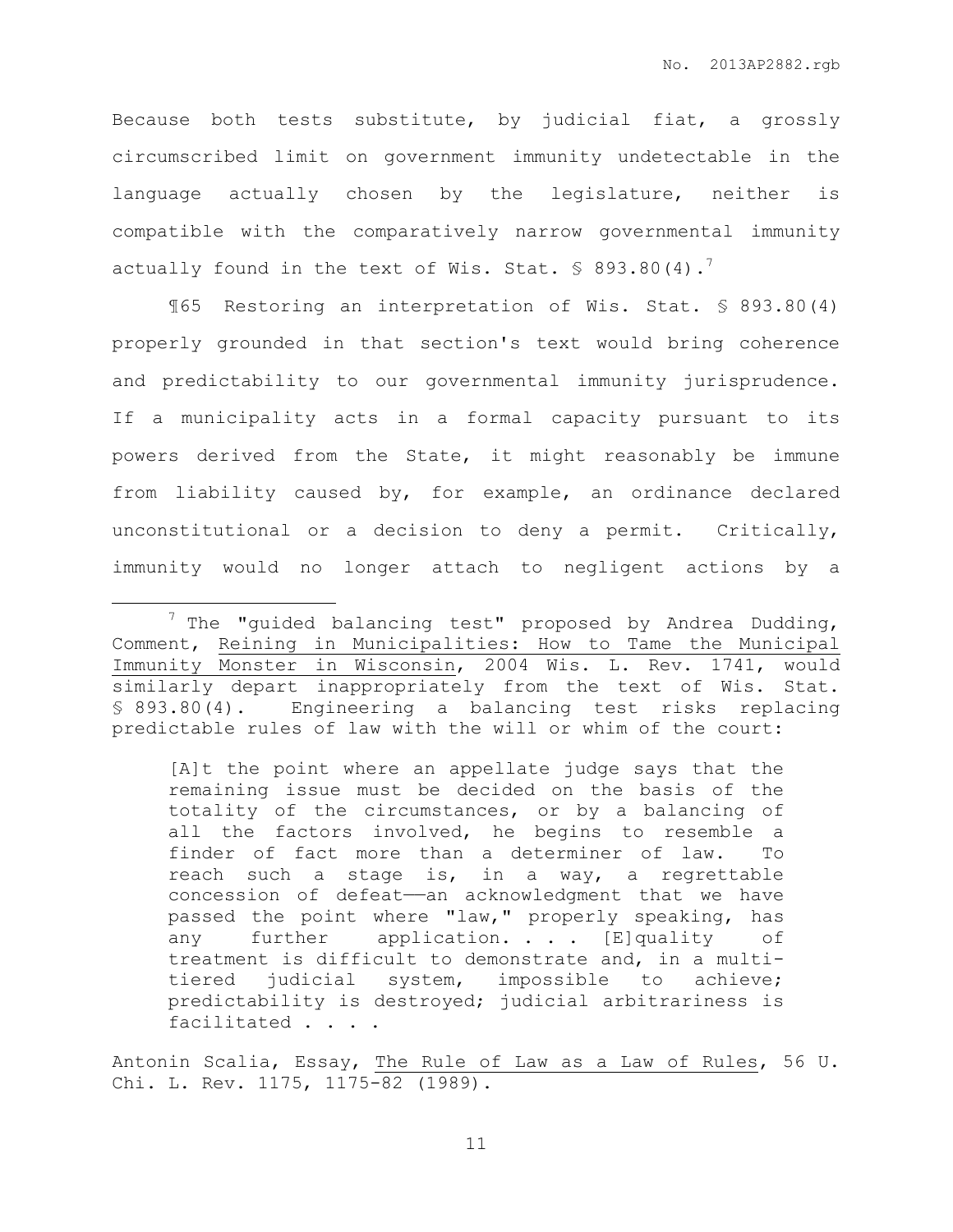Because both tests substitute, by judicial fiat, a grossly circumscribed limit on government immunity undetectable in the language actually chosen by the legislature, neither is compatible with the comparatively narrow governmental immunity actually found in the text of Wis. Stat. § 893.80(4).[7]

¶65 Restoring an interpretation of Wis. Stat. § 893.80(4) properly grounded in that section's text would bring coherence and predictability to our governmental immunity jurisprudence. If a municipality acts in a formal capacity pursuant to its powers derived from the State, it might reasonably be immune from liability caused by, for example, an ordinance declared unconstitutional or a decision to deny a permit. Critically, immunity would no longer attach to negligent actions by a

---

[7] The "guided balancing test" proposed by Andrea Dudding, Comment, Reining in Municipalities: How to Tame the Municipal Immunity Monster in Wisconsin, 2004 Wis. L. Rev. 1741, would similarly depart inappropriately from the text of Wis. Stat. § 893.80(4). Engineering a balancing test risks replacing predictable rules of law with the will or whim of the court:

> [A]t the point where an appellate judge says that the remaining issue must be decided on the basis of the totality of the circumstances, or by a balancing of all the factors involved, he begins to resemble a finder of fact more than a determiner of law. To reach such a stage is, in a way, a regrettable concession of defeat——an acknowledgment that we have passed the point where "law," properly speaking, has any further application. . . . [E]quality of treatment is difficult to demonstrate and, in a multi-tiered judicial system, impossible to achieve; predictability is destroyed; judicial arbitrariness is facilitated . . . .

Antonin Scalia, Essay, The Rule of Law as a Law of Rules, 56 U. Chi. L. Rev. 1175, 1175-82 (1989).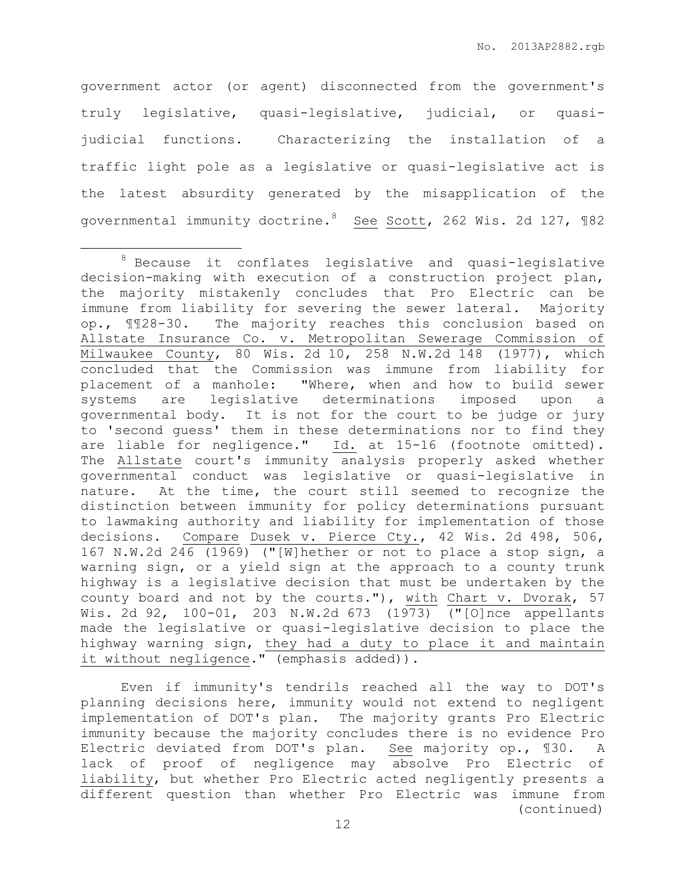government actor (or agent) disconnected from the government's truly legislative, quasi-legislative, judicial, or quasi-judicial functions. Characterizing the installation of a traffic light pole as a legislative or quasi-legislative act is the latest absurdity generated by the misapplication of the governmental immunity doctrine.[8] See Scott, 262 Wis. 2d 127, ¶82

---

[8] Because it conflates legislative and quasi-legislative decision-making with execution of a construction project plan, the majority mistakenly concludes that Pro Electric can be immune from liability for severing the sewer lateral. Majority op., ¶¶28-30. The majority reaches this conclusion based on Allstate Insurance Co. v. Metropolitan Sewerage Commission of Milwaukee County, 80 Wis. 2d 10, 258 N.W.2d 148 (1977), which concluded that the Commission was immune from liability for placement of a manhole: "Where, when and how to build sewer systems are legislative determinations imposed upon a governmental body. It is not for the court to be judge or jury to 'second guess' them in these determinations nor to find they are liable for negligence." Id. at 15-16 (footnote omitted). The Allstate court's immunity analysis properly asked whether governmental conduct was legislative or quasi-legislative in nature. At the time, the court still seemed to recognize the distinction between immunity for policy determinations pursuant to lawmaking authority and liability for implementation of those decisions. Compare Dusek v. Pierce Cty., 42 Wis. 2d 498, 506, 167 N.W.2d 246 (1969) ("[W]hether or not to place a stop sign, a warning sign, or a yield sign at the approach to a county trunk highway is a legislative decision that must be undertaken by the county board and not by the courts."), with Chart v. Dvorak, 57 Wis. 2d 92, 100-01, 203 N.W.2d 673 (1973) ("[O]nce appellants made the legislative or quasi-legislative decision to place the highway warning sign, they had a duty to place it and maintain it without negligence." (emphasis added)).

Even if immunity's tendrils reached all the way to DOT's planning decisions here, immunity would not extend to negligent implementation of DOT's plan. The majority grants Pro Electric immunity because the majority concludes there is no evidence Pro Electric deviated from DOT's plan. See majority op., ¶30. A lack of proof of negligence may absolve Pro Electric of liability, but whether Pro Electric acted negligently presents a different question than whether Pro Electric was immune from (continued)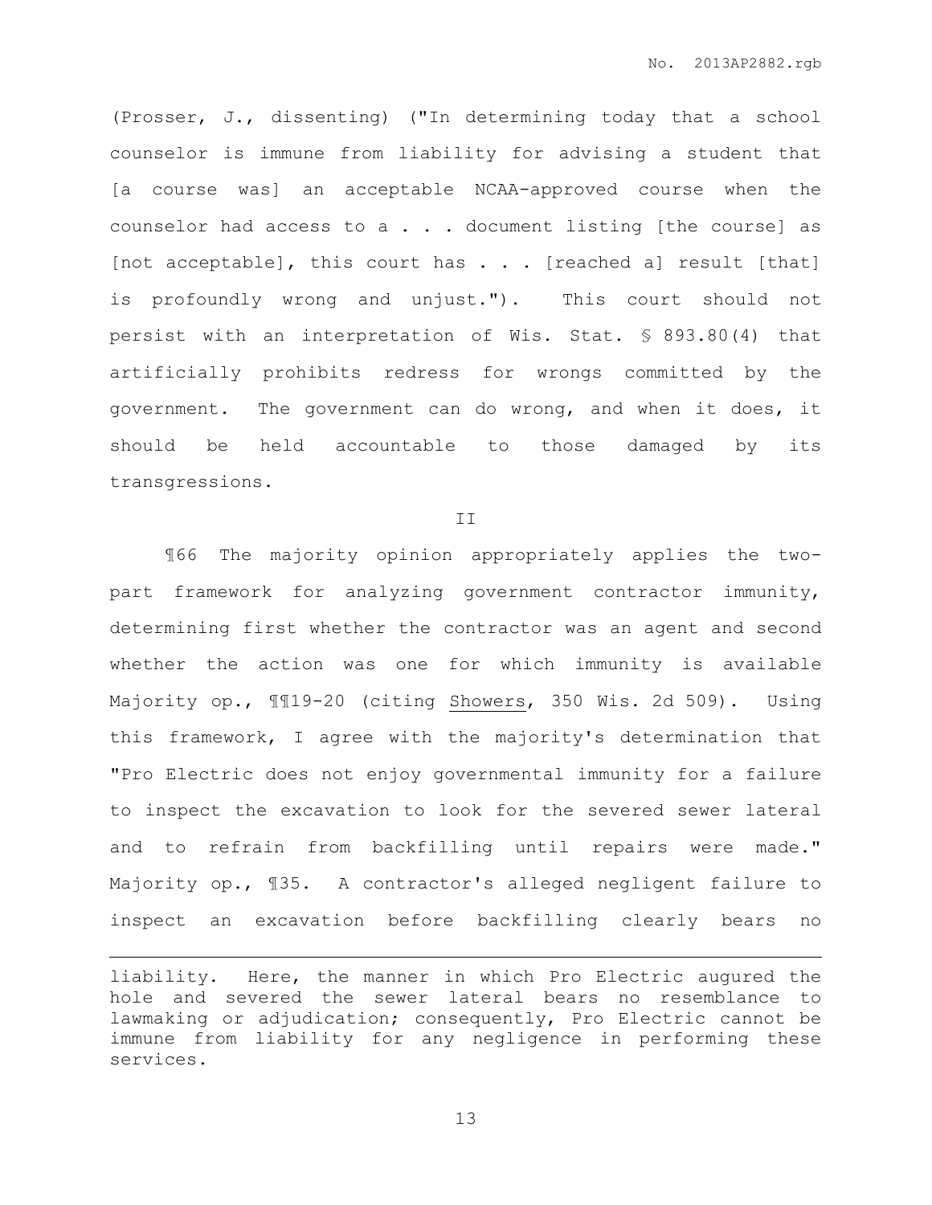(Prosser, J., dissenting) ("In determining today that a school counselor is immune from liability for advising a student that [a course was] an acceptable NCAA-approved course when the counselor had access to a . . . document listing [the course] as [not acceptable], this court has . . . [reached a] result [that] is profoundly wrong and unjust."). This court should not persist with an interpretation of Wis. Stat. § 893.80(4) that artificially prohibits redress for wrongs committed by the government. The government can do wrong, and when it does, it should be held accountable to those damaged by its transgressions.

## II

¶66 The majority opinion appropriately applies the two-part framework for analyzing government contractor immunity, determining first whether the contractor was an agent and second whether the action was one for which immunity is available Majority op., ¶¶19-20 (citing Showers, 350 Wis. 2d 509). Using this framework, I agree with the majority's determination that "Pro Electric does not enjoy governmental immunity for a failure to inspect the excavation to look for the severed sewer lateral and to refrain from backfilling until repairs were made." Majority op., ¶35. A contractor's alleged negligent failure to inspect an excavation before backfilling clearly bears no

---

liability. Here, the manner in which Pro Electric augured the hole and severed the sewer lateral bears no resemblance to lawmaking or adjudication; consequently, Pro Electric cannot be immune from liability for any negligence in performing these services.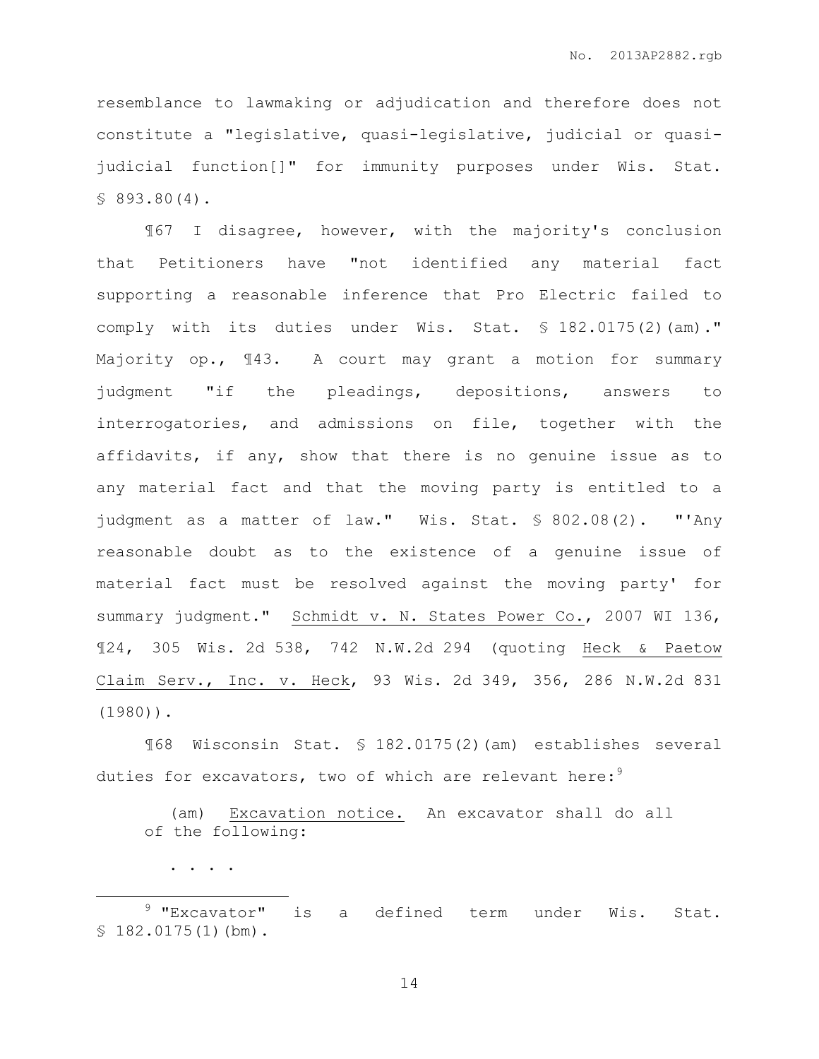resemblance to lawmaking or adjudication and therefore does not constitute a "legislative, quasi-legislative, judicial or quasi-judicial function[]" for immunity purposes under Wis. Stat. § 893.80(4).

¶67 I disagree, however, with the majority's conclusion that Petitioners have "not identified any material fact supporting a reasonable inference that Pro Electric failed to comply with its duties under Wis. Stat. § 182.0175(2)(am)." Majority op., ¶43. A court may grant a motion for summary judgment "if the pleadings, depositions, answers to interrogatories, and admissions on file, together with the affidavits, if any, show that there is no genuine issue as to any material fact and that the moving party is entitled to a judgment as a matter of law." Wis. Stat. § 802.08(2). "'Any reasonable doubt as to the existence of a genuine issue of material fact must be resolved against the moving party' for summary judgment." Schmidt v. N. States Power Co., 2007 WI 136, ¶24, 305 Wis. 2d 538, 742 N.W.2d 294 (quoting Heck & Paetow Claim Serv., Inc. v. Heck, 93 Wis. 2d 349, 356, 286 N.W.2d 831 (1980)).

¶68 Wisconsin Stat. § 182.0175(2)(am) establishes several duties for excavators, two of which are relevant here:[9]

> (am) Excavation notice. An excavator shall do all of the following:
>
> . . . .

[9] "Excavator" is a defined term under Wis. Stat. § 182.0175(1)(bm).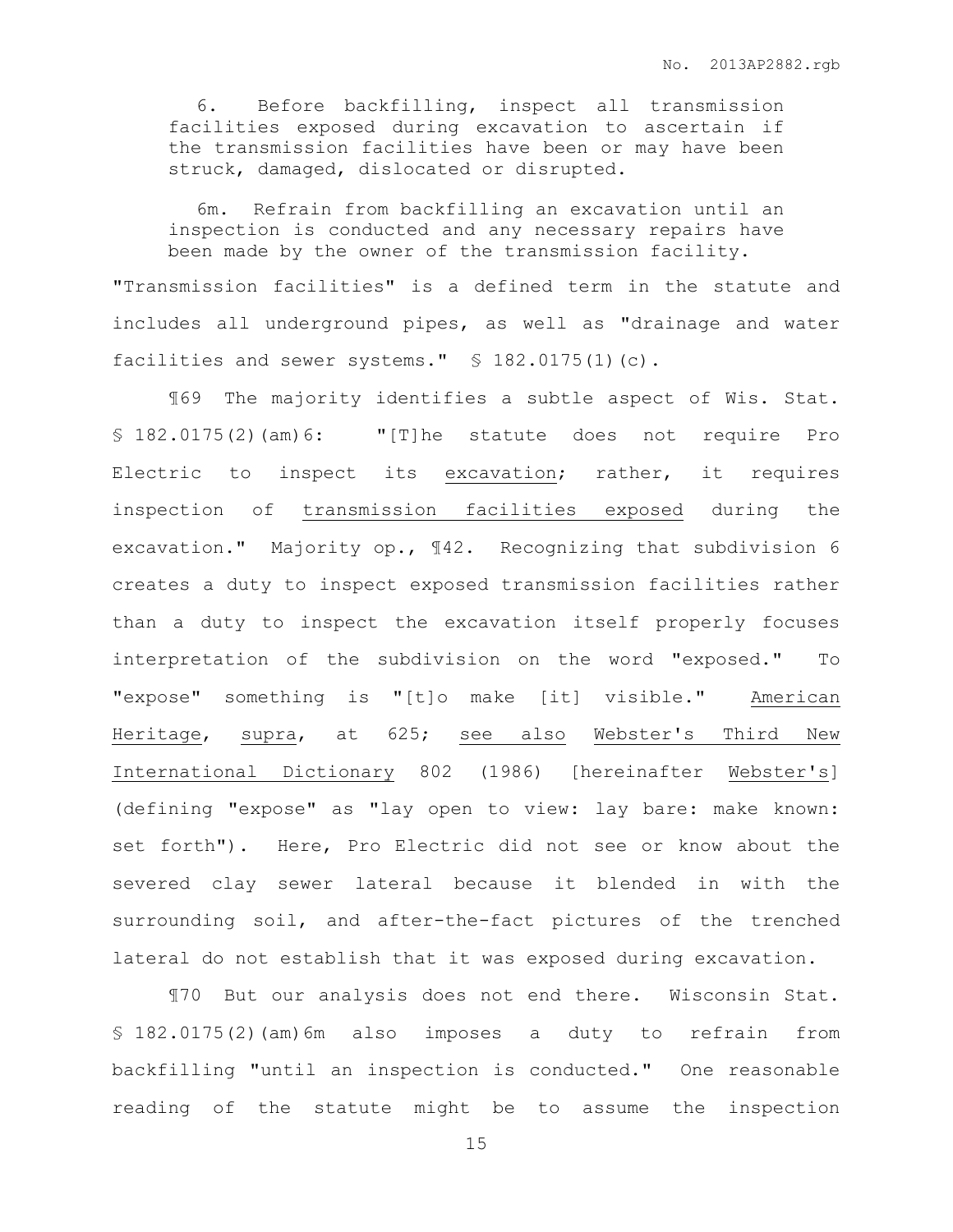> 6. Before backfilling, inspect all transmission facilities exposed during excavation to ascertain if the transmission facilities have been or may have been struck, damaged, dislocated or disrupted.
>
> 6m. Refrain from backfilling an excavation until an inspection is conducted and any necessary repairs have been made by the owner of the transmission facility.

"Transmission facilities" is a defined term in the statute and includes all underground pipes, as well as "drainage and water facilities and sewer systems." § 182.0175(1)(c).

¶69 The majority identifies a subtle aspect of Wis. Stat. § 182.0175(2)(am)6: "[T]he statute does not require Pro Electric to inspect its <u>excavation</u>; rather, it requires inspection of <u>transmission facilities exposed</u> during the excavation." Majority op., ¶42. Recognizing that subdivision 6 creates a duty to inspect exposed transmission facilities rather than a duty to inspect the excavation itself properly focuses interpretation of the subdivision on the word "exposed." To "expose" something is "[t]o make [it] visible." <u>American Heritage</u>, <u>supra</u>, at 625; <u>see also</u> <u>Webster's Third New International Dictionary</u> 802 (1986) [hereinafter <u>Webster's</u>] (defining "expose" as "lay open to view: lay bare: make known: set forth"). Here, Pro Electric did not see or know about the severed clay sewer lateral because it blended in with the surrounding soil, and after-the-fact pictures of the trenched lateral do not establish that it was exposed during excavation.

¶70 But our analysis does not end there. Wisconsin Stat. § 182.0175(2)(am)6m also imposes a duty to refrain from backfilling "until an inspection is conducted." One reasonable reading of the statute might be to assume the inspection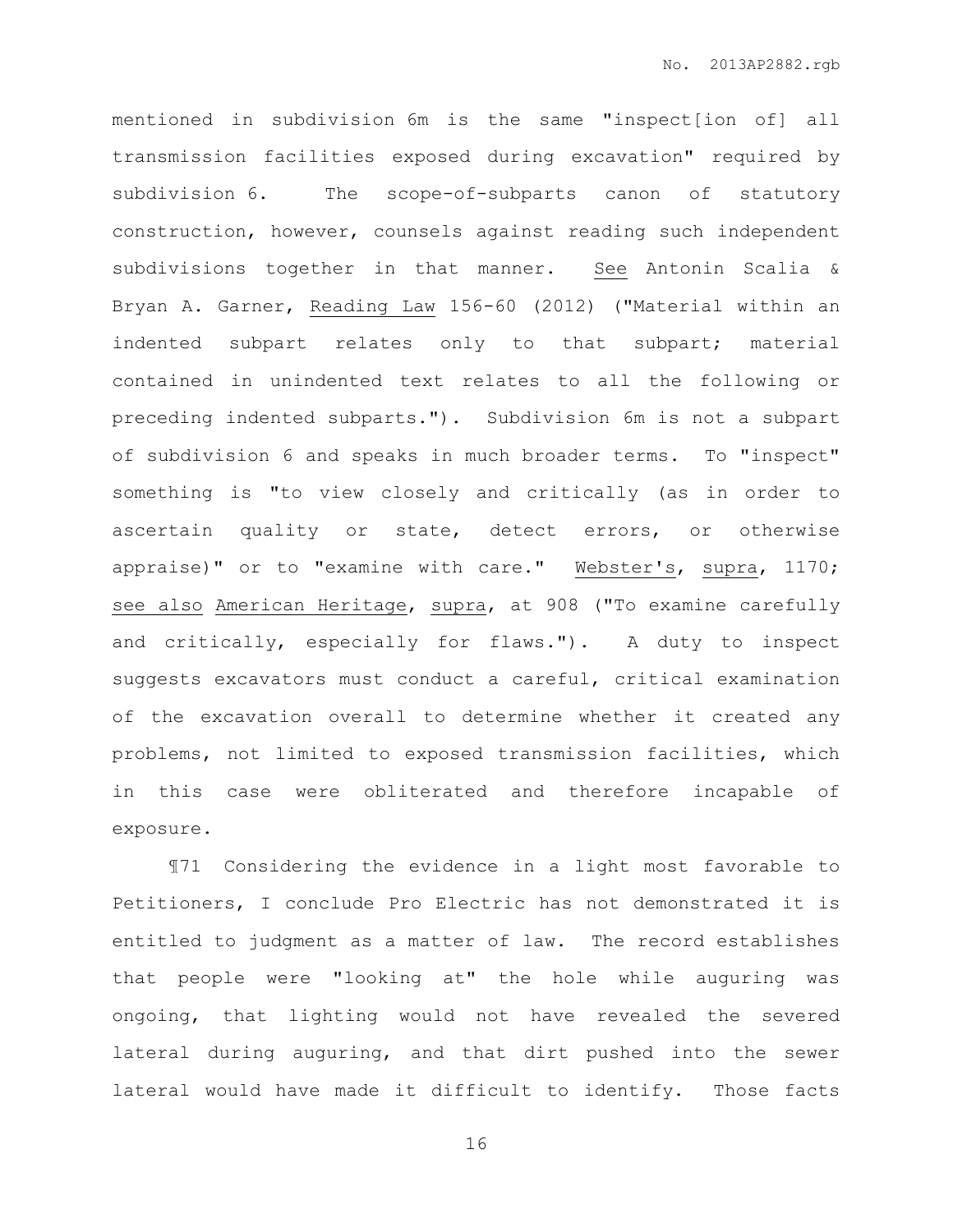mentioned in subdivision 6m is the same "inspect[ion of] all transmission facilities exposed during excavation" required by subdivision 6. The scope-of-subparts canon of statutory construction, however, counsels against reading such independent subdivisions together in that manner. See Antonin Scalia & Bryan A. Garner, Reading Law 156-60 (2012) ("Material within an indented subpart relates only to that subpart; material contained in unindented text relates to all the following or preceding indented subparts."). Subdivision 6m is not a subpart of subdivision 6 and speaks in much broader terms. To "inspect" something is "to view closely and critically (as in order to ascertain quality or state, detect errors, or otherwise appraise)" or to "examine with care." Webster's, supra, 1170; see also American Heritage, supra, at 908 ("To examine carefully and critically, especially for flaws."). A duty to inspect suggests excavators must conduct a careful, critical examination of the excavation overall to determine whether it created any problems, not limited to exposed transmission facilities, which in this case were obliterated and therefore incapable of exposure.

¶71 Considering the evidence in a light most favorable to Petitioners, I conclude Pro Electric has not demonstrated it is entitled to judgment as a matter of law. The record establishes that people were "looking at" the hole while auguring was ongoing, that lighting would not have revealed the severed lateral during auguring, and that dirt pushed into the sewer lateral would have made it difficult to identify. Those facts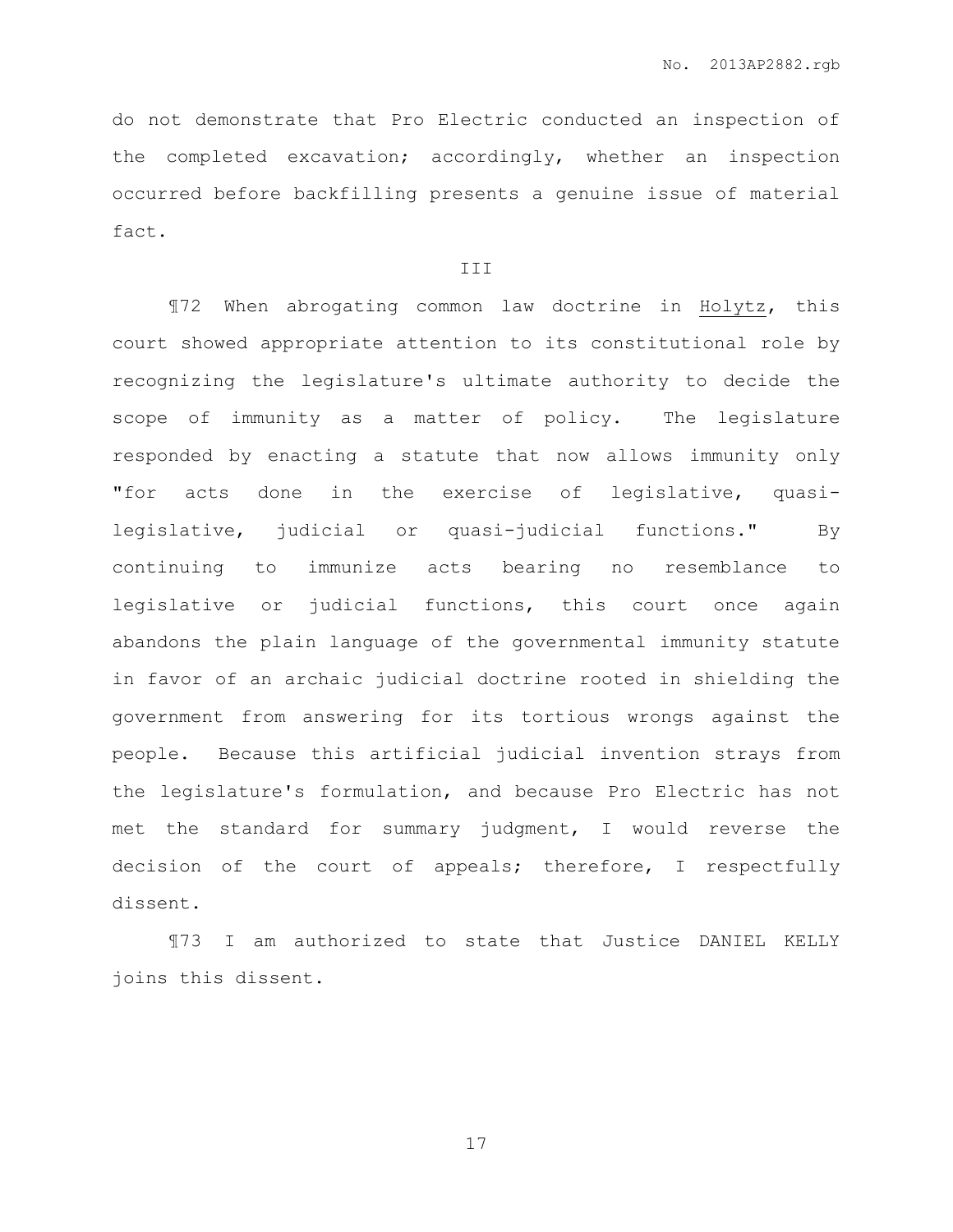do not demonstrate that Pro Electric conducted an inspection of the completed excavation; accordingly, whether an inspection occurred before backfilling presents a genuine issue of material fact.

III

¶72 When abrogating common law doctrine in Holytz, this court showed appropriate attention to its constitutional role by recognizing the legislature's ultimate authority to decide the scope of immunity as a matter of policy. The legislature responded by enacting a statute that now allows immunity only "for acts done in the exercise of legislative, quasi-legislative, judicial or quasi-judicial functions." By continuing to immunize acts bearing no resemblance to legislative or judicial functions, this court once again abandons the plain language of the governmental immunity statute in favor of an archaic judicial doctrine rooted in shielding the government from answering for its tortious wrongs against the people. Because this artificial judicial invention strays from the legislature's formulation, and because Pro Electric has not met the standard for summary judgment, I would reverse the decision of the court of appeals; therefore, I respectfully dissent.

¶73 I am authorized to state that Justice DANIEL KELLY joins this dissent.